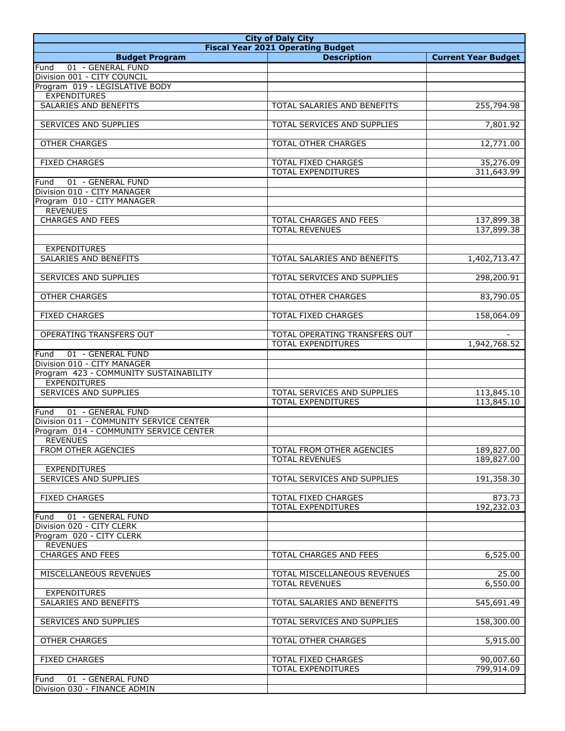| City of Daly City | | |
|---|---|---|
| Fiscal Year 2021 Operating Budget | | |
| **Budget Program** | **Description** | **Current Year Budget** |
| Fund 01 - GENERAL FUND | | |
| Division 001 - CITY COUNCIL | | |
| Program 019 - LEGISLATIVE BODY | | |
| EXPENDITURES | | |
| SALARIES AND BENEFITS | TOTAL SALARIES AND BENEFITS | 255,794.98 |
| | | |
| SERVICES AND SUPPLIES | TOTAL SERVICES AND SUPPLIES | 7,801.92 |
| | | |
| OTHER CHARGES | TOTAL OTHER CHARGES | 12,771.00 |
| | | |
| FIXED CHARGES | TOTAL FIXED CHARGES | 35,276.09 |
| | TOTAL EXPENDITURES | 311,643.99 |
| Fund 01 - GENERAL FUND | | |
| Division 010 - CITY MANAGER | | |
| Program 010 - CITY MANAGER | | |
| REVENUES | | |
| CHARGES AND FEES | TOTAL CHARGES AND FEES | 137,899.38 |
| | TOTAL REVENUES | 137,899.38 |
| | | |
| EXPENDITURES | | |
| SALARIES AND BENEFITS | TOTAL SALARIES AND BENEFITS | 1,402,713.47 |
| | | |
| SERVICES AND SUPPLIES | TOTAL SERVICES AND SUPPLIES | 298,200.91 |
| | | |
| OTHER CHARGES | TOTAL OTHER CHARGES | 83,790.05 |
| | | |
| FIXED CHARGES | TOTAL FIXED CHARGES | 158,064.09 |
| | | |
| OPERATING TRANSFERS OUT | TOTAL OPERATING TRANSFERS OUT | - |
| | TOTAL EXPENDITURES | 1,942,768.52 |
| Fund 01 - GENERAL FUND | | |
| Division 010 - CITY MANAGER | | |
| Program 423 - COMMUNITY SUSTAINABILITY | | |
| EXPENDITURES | | |
| SERVICES AND SUPPLIES | TOTAL SERVICES AND SUPPLIES | 113,845.10 |
| | TOTAL EXPENDITURES | 113,845.10 |
| Fund 01 - GENERAL FUND | | |
| Division 011 - COMMUNITY SERVICE CENTER | | |
| Program 014 - COMMUNITY SERVICE CENTER | | |
| REVENUES | | |
| FROM OTHER AGENCIES | TOTAL FROM OTHER AGENCIES | 189,827.00 |
| | TOTAL REVENUES | 189,827.00 |
| EXPENDITURES | | |
| SERVICES AND SUPPLIES | TOTAL SERVICES AND SUPPLIES | 191,358.30 |
| | | |
| FIXED CHARGES | TOTAL FIXED CHARGES | 873.73 |
| | TOTAL EXPENDITURES | 192,232.03 |
| Fund 01 - GENERAL FUND | | |
| Division 020 - CITY CLERK | | |
| Program 020 - CITY CLERK | | |
| REVENUES | | |
| CHARGES AND FEES | TOTAL CHARGES AND FEES | 6,525.00 |
| | | |
| MISCELLANEOUS REVENUES | TOTAL MISCELLANEOUS REVENUES | 25.00 |
| | TOTAL REVENUES | 6,550.00 |
| EXPENDITURES | | |
| SALARIES AND BENEFITS | TOTAL SALARIES AND BENEFITS | 545,691.49 |
| | | |
| SERVICES AND SUPPLIES | TOTAL SERVICES AND SUPPLIES | 158,300.00 |
| | | |
| OTHER CHARGES | TOTAL OTHER CHARGES | 5,915.00 |
| | | |
| FIXED CHARGES | TOTAL FIXED CHARGES | 90,007.60 |
| | TOTAL EXPENDITURES | 799,914.09 |
| Fund 01 - GENERAL FUND | | |
| Division 030 - FINANCE ADMIN | | |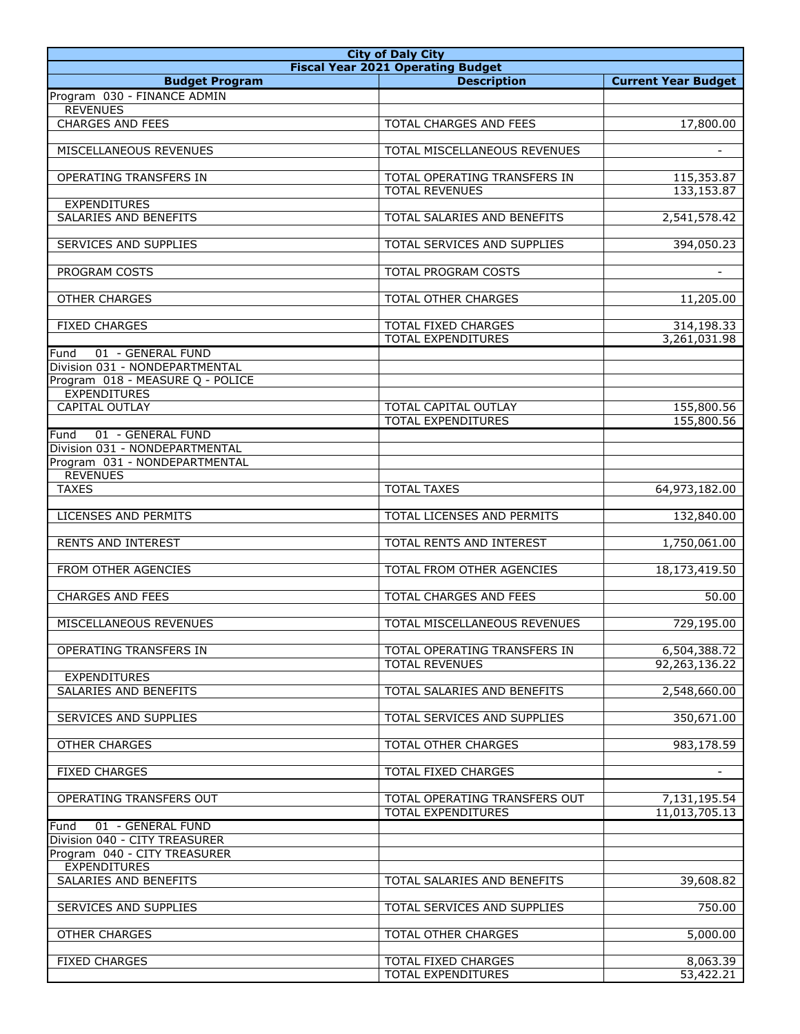| City of Daly City | | |
|---|---|---|
| Fiscal Year 2021 Operating Budget | | |
| **Budget Program** | **Description** | **Current Year Budget** |
| Program 030 - FINANCE ADMIN | | |
| REVENUES | | |
| CHARGES AND FEES | TOTAL CHARGES AND FEES | 17,800.00 |
| | | |
| MISCELLANEOUS REVENUES | TOTAL MISCELLANEOUS REVENUES | - |
| | | |
| OPERATING TRANSFERS IN | TOTAL OPERATING TRANSFERS IN | 115,353.87 |
| | TOTAL REVENUES | 133,153.87 |
| EXPENDITURES | | |
| SALARIES AND BENEFITS | TOTAL SALARIES AND BENEFITS | 2,541,578.42 |
| | | |
| SERVICES AND SUPPLIES | TOTAL SERVICES AND SUPPLIES | 394,050.23 |
| | | |
| PROGRAM COSTS | TOTAL PROGRAM COSTS | - |
| | | |
| OTHER CHARGES | TOTAL OTHER CHARGES | 11,205.00 |
| | | |
| FIXED CHARGES | TOTAL FIXED CHARGES | 314,198.33 |
| | TOTAL EXPENDITURES | 3,261,031.98 |
| Fund 01 - GENERAL FUND | | |
| Division 031 - NONDEPARTMENTAL | | |
| Program 018 - MEASURE Q - POLICE | | |
| EXPENDITURES | | |
| CAPITAL OUTLAY | TOTAL CAPITAL OUTLAY | 155,800.56 |
| | TOTAL EXPENDITURES | 155,800.56 |
| Fund 01 - GENERAL FUND | | |
| Division 031 - NONDEPARTMENTAL | | |
| Program 031 - NONDEPARTMENTAL | | |
| REVENUES | | |
| TAXES | TOTAL TAXES | 64,973,182.00 |
| | | |
| LICENSES AND PERMITS | TOTAL LICENSES AND PERMITS | 132,840.00 |
| | | |
| RENTS AND INTEREST | TOTAL RENTS AND INTEREST | 1,750,061.00 |
| | | |
| FROM OTHER AGENCIES | TOTAL FROM OTHER AGENCIES | 18,173,419.50 |
| | | |
| CHARGES AND FEES | TOTAL CHARGES AND FEES | 50.00 |
| | | |
| MISCELLANEOUS REVENUES | TOTAL MISCELLANEOUS REVENUES | 729,195.00 |
| | | |
| OPERATING TRANSFERS IN | TOTAL OPERATING TRANSFERS IN | 6,504,388.72 |
| | TOTAL REVENUES | 92,263,136.22 |
| EXPENDITURES | | |
| SALARIES AND BENEFITS | TOTAL SALARIES AND BENEFITS | 2,548,660.00 |
| | | |
| SERVICES AND SUPPLIES | TOTAL SERVICES AND SUPPLIES | 350,671.00 |
| | | |
| OTHER CHARGES | TOTAL OTHER CHARGES | 983,178.59 |
| | | |
| FIXED CHARGES | TOTAL FIXED CHARGES | - |
| | | |
| OPERATING TRANSFERS OUT | TOTAL OPERATING TRANSFERS OUT | 7,131,195.54 |
| | TOTAL EXPENDITURES | 11,013,705.13 |
| Fund 01 - GENERAL FUND | | |
| Division 040 - CITY TREASURER | | |
| Program 040 - CITY TREASURER | | |
| EXPENDITURES | | |
| SALARIES AND BENEFITS | TOTAL SALARIES AND BENEFITS | 39,608.82 |
| | | |
| SERVICES AND SUPPLIES | TOTAL SERVICES AND SUPPLIES | 750.00 |
| | | |
| OTHER CHARGES | TOTAL OTHER CHARGES | 5,000.00 |
| | | |
| FIXED CHARGES | TOTAL FIXED CHARGES | 8,063.39 |
| | TOTAL EXPENDITURES | 53,422.21 |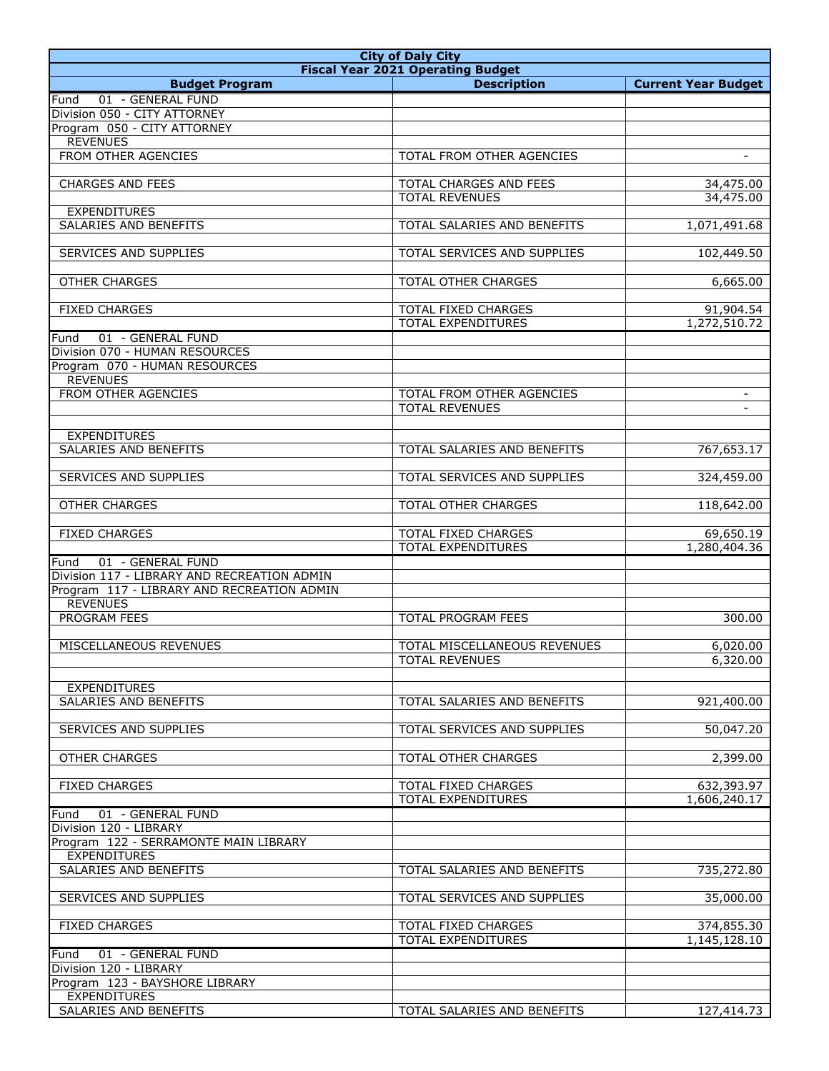| City of Daly City | | |
|---|---|---|
| Fiscal Year 2021 Operating Budget | | |
| **Budget Program** | **Description** | **Current Year Budget** |
| Fund 01 - GENERAL FUND | | |
| Division 050 - CITY ATTORNEY | | |
| Program 050 - CITY ATTORNEY | | |
| REVENUES | | |
| FROM OTHER AGENCIES | TOTAL FROM OTHER AGENCIES | - |
| | | |
| CHARGES AND FEES | TOTAL CHARGES AND FEES | 34,475.00 |
| | TOTAL REVENUES | 34,475.00 |
| EXPENDITURES | | |
| SALARIES AND BENEFITS | TOTAL SALARIES AND BENEFITS | 1,071,491.68 |
| | | |
| SERVICES AND SUPPLIES | TOTAL SERVICES AND SUPPLIES | 102,449.50 |
| | | |
| OTHER CHARGES | TOTAL OTHER CHARGES | 6,665.00 |
| | | |
| FIXED CHARGES | TOTAL FIXED CHARGES | 91,904.54 |
| | TOTAL EXPENDITURES | 1,272,510.72 |
| Fund 01 - GENERAL FUND | | |
| Division 070 - HUMAN RESOURCES | | |
| Program 070 - HUMAN RESOURCES | | |
| REVENUES | | |
| FROM OTHER AGENCIES | TOTAL FROM OTHER AGENCIES | - |
| | TOTAL REVENUES | - |
| | | |
| EXPENDITURES | | |
| SALARIES AND BENEFITS | TOTAL SALARIES AND BENEFITS | 767,653.17 |
| | | |
| SERVICES AND SUPPLIES | TOTAL SERVICES AND SUPPLIES | 324,459.00 |
| | | |
| OTHER CHARGES | TOTAL OTHER CHARGES | 118,642.00 |
| | | |
| FIXED CHARGES | TOTAL FIXED CHARGES | 69,650.19 |
| | TOTAL EXPENDITURES | 1,280,404.36 |
| Fund 01 - GENERAL FUND | | |
| Division 117 - LIBRARY AND RECREATION ADMIN | | |
| Program 117 - LIBRARY AND RECREATION ADMIN | | |
| REVENUES | | |
| PROGRAM FEES | TOTAL PROGRAM FEES | 300.00 |
| | | |
| MISCELLANEOUS REVENUES | TOTAL MISCELLANEOUS REVENUES | 6,020.00 |
| | TOTAL REVENUES | 6,320.00 |
| | | |
| EXPENDITURES | | |
| SALARIES AND BENEFITS | TOTAL SALARIES AND BENEFITS | 921,400.00 |
| | | |
| SERVICES AND SUPPLIES | TOTAL SERVICES AND SUPPLIES | 50,047.20 |
| | | |
| OTHER CHARGES | TOTAL OTHER CHARGES | 2,399.00 |
| | | |
| FIXED CHARGES | TOTAL FIXED CHARGES | 632,393.97 |
| | TOTAL EXPENDITURES | 1,606,240.17 |
| Fund 01 - GENERAL FUND | | |
| Division 120 - LIBRARY | | |
| Program 122 - SERRAMONTE MAIN LIBRARY | | |
| EXPENDITURES | | |
| SALARIES AND BENEFITS | TOTAL SALARIES AND BENEFITS | 735,272.80 |
| | | |
| SERVICES AND SUPPLIES | TOTAL SERVICES AND SUPPLIES | 35,000.00 |
| | | |
| FIXED CHARGES | TOTAL FIXED CHARGES | 374,855.30 |
| | TOTAL EXPENDITURES | 1,145,128.10 |
| Fund 01 - GENERAL FUND | | |
| Division 120 - LIBRARY | | |
| Program 123 - BAYSHORE LIBRARY | | |
| EXPENDITURES | | |
| SALARIES AND BENEFITS | TOTAL SALARIES AND BENEFITS | 127,414.73 |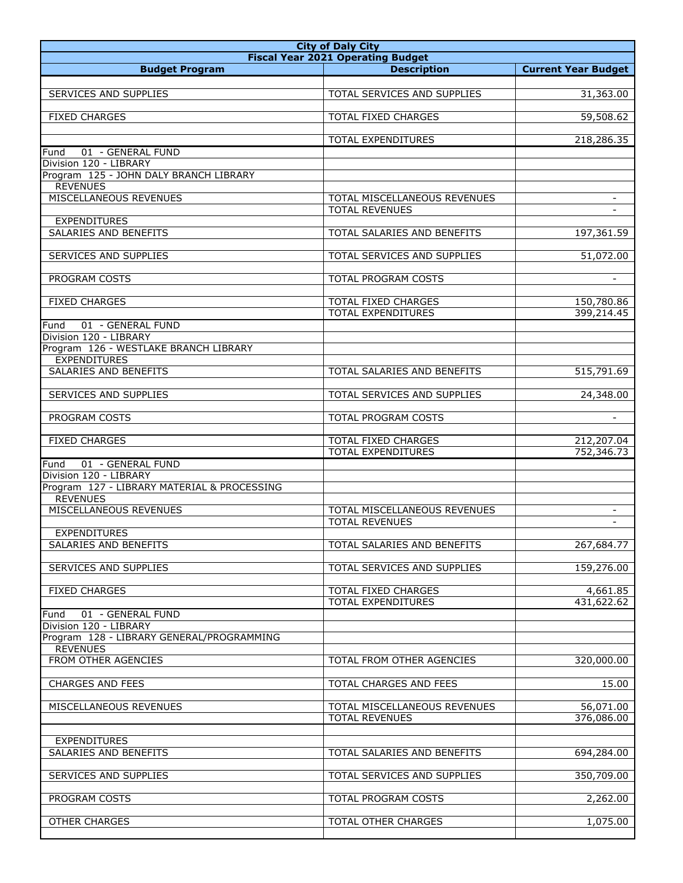| City of Daly City | | |
|---|---|---|
| Fiscal Year 2021 Operating Budget | | |
| **Budget Program** | **Description** | **Current Year Budget** |
| | | |
| SERVICES AND SUPPLIES | TOTAL SERVICES AND SUPPLIES | 31,363.00 |
| | | |
| FIXED CHARGES | TOTAL FIXED CHARGES | 59,508.62 |
| | | |
| | TOTAL EXPENDITURES | 218,286.35 |
| Fund 01 - GENERAL FUND | | |
| Division 120 - LIBRARY | | |
| Program 125 - JOHN DALY BRANCH LIBRARY | | |
| REVENUES | | |
| MISCELLANEOUS REVENUES | TOTAL MISCELLANEOUS REVENUES | - |
| | TOTAL REVENUES | - |
| EXPENDITURES | | |
| SALARIES AND BENEFITS | TOTAL SALARIES AND BENEFITS | 197,361.59 |
| | | |
| SERVICES AND SUPPLIES | TOTAL SERVICES AND SUPPLIES | 51,072.00 |
| | | |
| PROGRAM COSTS | TOTAL PROGRAM COSTS | - |
| | | |
| FIXED CHARGES | TOTAL FIXED CHARGES | 150,780.86 |
| | TOTAL EXPENDITURES | 399,214.45 |
| Fund 01 - GENERAL FUND | | |
| Division 120 - LIBRARY | | |
| Program 126 - WESTLAKE BRANCH LIBRARY | | |
| EXPENDITURES | | |
| SALARIES AND BENEFITS | TOTAL SALARIES AND BENEFITS | 515,791.69 |
| | | |
| SERVICES AND SUPPLIES | TOTAL SERVICES AND SUPPLIES | 24,348.00 |
| | | |
| PROGRAM COSTS | TOTAL PROGRAM COSTS | - |
| | | |
| FIXED CHARGES | TOTAL FIXED CHARGES | 212,207.04 |
| | TOTAL EXPENDITURES | 752,346.73 |
| Fund 01 - GENERAL FUND | | |
| Division 120 - LIBRARY | | |
| Program 127 - LIBRARY MATERIAL & PROCESSING | | |
| REVENUES | | |
| MISCELLANEOUS REVENUES | TOTAL MISCELLANEOUS REVENUES | - |
| | TOTAL REVENUES | - |
| EXPENDITURES | | |
| SALARIES AND BENEFITS | TOTAL SALARIES AND BENEFITS | 267,684.77 |
| | | |
| SERVICES AND SUPPLIES | TOTAL SERVICES AND SUPPLIES | 159,276.00 |
| | | |
| FIXED CHARGES | TOTAL FIXED CHARGES | 4,661.85 |
| | TOTAL EXPENDITURES | 431,622.62 |
| Fund 01 - GENERAL FUND | | |
| Division 120 - LIBRARY | | |
| Program 128 - LIBRARY GENERAL/PROGRAMMING | | |
| REVENUES | | |
| FROM OTHER AGENCIES | TOTAL FROM OTHER AGENCIES | 320,000.00 |
| | | |
| CHARGES AND FEES | TOTAL CHARGES AND FEES | 15.00 |
| | | |
| MISCELLANEOUS REVENUES | TOTAL MISCELLANEOUS REVENUES | 56,071.00 |
| | TOTAL REVENUES | 376,086.00 |
| | | |
| EXPENDITURES | | |
| SALARIES AND BENEFITS | TOTAL SALARIES AND BENEFITS | 694,284.00 |
| | | |
| SERVICES AND SUPPLIES | TOTAL SERVICES AND SUPPLIES | 350,709.00 |
| | | |
| PROGRAM COSTS | TOTAL PROGRAM COSTS | 2,262.00 |
| | | |
| OTHER CHARGES | TOTAL OTHER CHARGES | 1,075.00 |
| | | |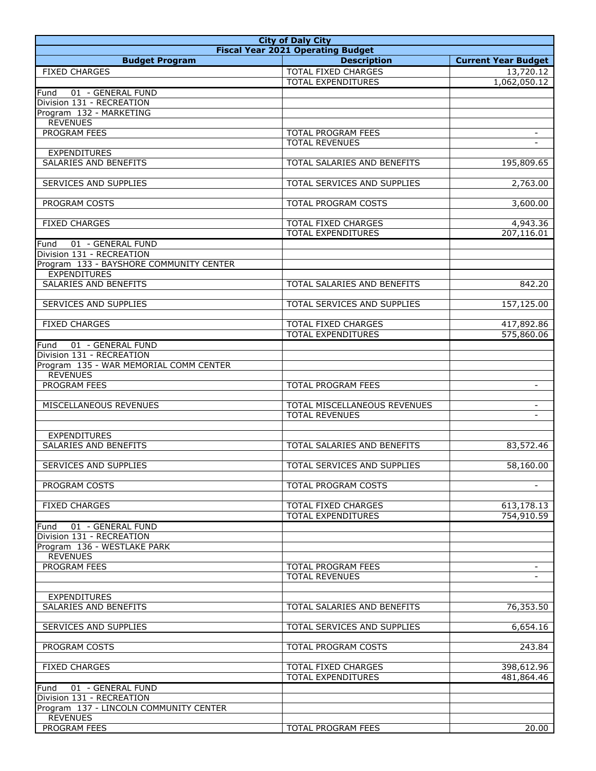| City of Daly City | | |
|---|---|---|
| Fiscal Year 2021 Operating Budget | | |
| Budget Program | Description | Current Year Budget |
| FIXED CHARGES | TOTAL FIXED CHARGES | 13,720.12 |
| | TOTAL EXPENDITURES | 1,062,050.12 |
| Fund 01 - GENERAL FUND | | |
| Division 131 - RECREATION | | |
| Program 132 - MARKETING | | |
| REVENUES | | |
| PROGRAM FEES | TOTAL PROGRAM FEES | - |
| | TOTAL REVENUES | - |
| EXPENDITURES | | |
| SALARIES AND BENEFITS | TOTAL SALARIES AND BENEFITS | 195,809.65 |
| | | |
| SERVICES AND SUPPLIES | TOTAL SERVICES AND SUPPLIES | 2,763.00 |
| | | |
| PROGRAM COSTS | TOTAL PROGRAM COSTS | 3,600.00 |
| | | |
| FIXED CHARGES | TOTAL FIXED CHARGES | 4,943.36 |
| | TOTAL EXPENDITURES | 207,116.01 |
| Fund 01 - GENERAL FUND | | |
| Division 131 - RECREATION | | |
| Program 133 - BAYSHORE COMMUNITY CENTER | | |
| EXPENDITURES | | |
| SALARIES AND BENEFITS | TOTAL SALARIES AND BENEFITS | 842.20 |
| | | |
| SERVICES AND SUPPLIES | TOTAL SERVICES AND SUPPLIES | 157,125.00 |
| | | |
| FIXED CHARGES | TOTAL FIXED CHARGES | 417,892.86 |
| | TOTAL EXPENDITURES | 575,860.06 |
| Fund 01 - GENERAL FUND | | |
| Division 131 - RECREATION | | |
| Program 135 - WAR MEMORIAL COMM CENTER | | |
| REVENUES | | |
| PROGRAM FEES | TOTAL PROGRAM FEES | - |
| | | |
| MISCELLANEOUS REVENUES | TOTAL MISCELLANEOUS REVENUES | - |
| | TOTAL REVENUES | - |
| | | |
| EXPENDITURES | | |
| SALARIES AND BENEFITS | TOTAL SALARIES AND BENEFITS | 83,572.46 |
| | | |
| SERVICES AND SUPPLIES | TOTAL SERVICES AND SUPPLIES | 58,160.00 |
| | | |
| PROGRAM COSTS | TOTAL PROGRAM COSTS | - |
| | | |
| FIXED CHARGES | TOTAL FIXED CHARGES | 613,178.13 |
| | TOTAL EXPENDITURES | 754,910.59 |
| Fund 01 - GENERAL FUND | | |
| Division 131 - RECREATION | | |
| Program 136 - WESTLAKE PARK | | |
| REVENUES | | |
| PROGRAM FEES | TOTAL PROGRAM FEES | - |
| | TOTAL REVENUES | - |
| | | |
| EXPENDITURES | | |
| SALARIES AND BENEFITS | TOTAL SALARIES AND BENEFITS | 76,353.50 |
| | | |
| SERVICES AND SUPPLIES | TOTAL SERVICES AND SUPPLIES | 6,654.16 |
| | | |
| PROGRAM COSTS | TOTAL PROGRAM COSTS | 243.84 |
| | | |
| FIXED CHARGES | TOTAL FIXED CHARGES | 398,612.96 |
| | TOTAL EXPENDITURES | 481,864.46 |
| Fund 01 - GENERAL FUND | | |
| Division 131 - RECREATION | | |
| Program 137 - LINCOLN COMMUNITY CENTER | | |
| REVENUES | | |
| PROGRAM FEES | TOTAL PROGRAM FEES | 20.00 |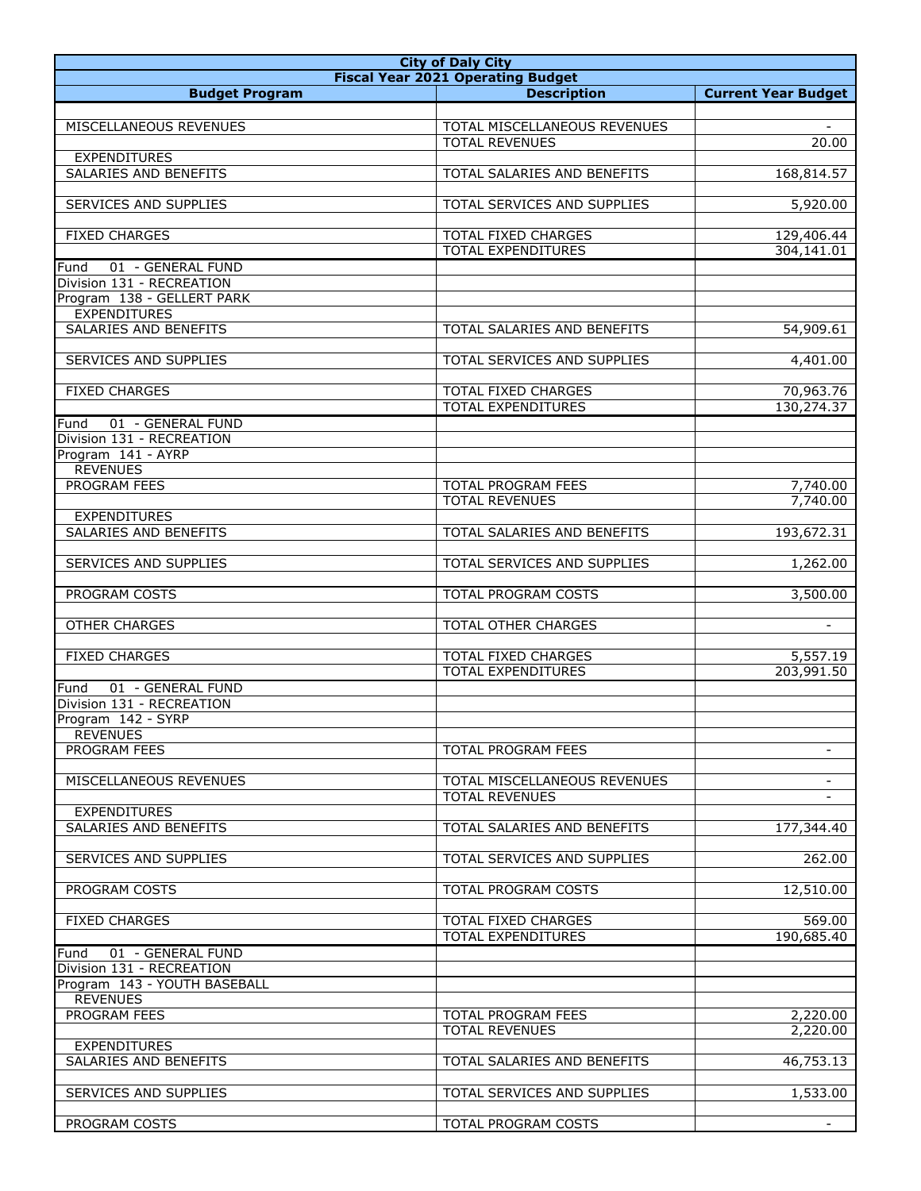| City of Daly City | | |
|---|---|---|
| Fiscal Year 2021 Operating Budget | | |
| **Budget Program** | **Description** | **Current Year Budget** |
| | | |
| MISCELLANEOUS REVENUES | TOTAL MISCELLANEOUS REVENUES | - |
| | TOTAL REVENUES | 20.00 |
| EXPENDITURES | | |
| SALARIES AND BENEFITS | TOTAL SALARIES AND BENEFITS | 168,814.57 |
| | | |
| SERVICES AND SUPPLIES | TOTAL SERVICES AND SUPPLIES | 5,920.00 |
| | | |
| FIXED CHARGES | TOTAL FIXED CHARGES | 129,406.44 |
| | TOTAL EXPENDITURES | 304,141.01 |
| Fund 01 - GENERAL FUND | | |
| Division 131 - RECREATION | | |
| Program 138 - GELLERT PARK | | |
| EXPENDITURES | | |
| SALARIES AND BENEFITS | TOTAL SALARIES AND BENEFITS | 54,909.61 |
| | | |
| SERVICES AND SUPPLIES | TOTAL SERVICES AND SUPPLIES | 4,401.00 |
| | | |
| FIXED CHARGES | TOTAL FIXED CHARGES | 70,963.76 |
| | TOTAL EXPENDITURES | 130,274.37 |
| Fund 01 - GENERAL FUND | | |
| Division 131 - RECREATION | | |
| Program 141 - AYRP | | |
| REVENUES | | |
| PROGRAM FEES | TOTAL PROGRAM FEES | 7,740.00 |
| | TOTAL REVENUES | 7,740.00 |
| EXPENDITURES | | |
| SALARIES AND BENEFITS | TOTAL SALARIES AND BENEFITS | 193,672.31 |
| | | |
| SERVICES AND SUPPLIES | TOTAL SERVICES AND SUPPLIES | 1,262.00 |
| | | |
| PROGRAM COSTS | TOTAL PROGRAM COSTS | 3,500.00 |
| | | |
| OTHER CHARGES | TOTAL OTHER CHARGES | - |
| | | |
| FIXED CHARGES | TOTAL FIXED CHARGES | 5,557.19 |
| | TOTAL EXPENDITURES | 203,991.50 |
| Fund 01 - GENERAL FUND | | |
| Division 131 - RECREATION | | |
| Program 142 - SYRP | | |
| REVENUES | | |
| PROGRAM FEES | TOTAL PROGRAM FEES | - |
| | | |
| MISCELLANEOUS REVENUES | TOTAL MISCELLANEOUS REVENUES | - |
| | TOTAL REVENUES | - |
| EXPENDITURES | | |
| SALARIES AND BENEFITS | TOTAL SALARIES AND BENEFITS | 177,344.40 |
| | | |
| SERVICES AND SUPPLIES | TOTAL SERVICES AND SUPPLIES | 262.00 |
| | | |
| PROGRAM COSTS | TOTAL PROGRAM COSTS | 12,510.00 |
| | | |
| FIXED CHARGES | TOTAL FIXED CHARGES | 569.00 |
| | TOTAL EXPENDITURES | 190,685.40 |
| Fund 01 - GENERAL FUND | | |
| Division 131 - RECREATION | | |
| Program 143 - YOUTH BASEBALL | | |
| REVENUES | | |
| PROGRAM FEES | TOTAL PROGRAM FEES | 2,220.00 |
| | TOTAL REVENUES | 2,220.00 |
| EXPENDITURES | | |
| SALARIES AND BENEFITS | TOTAL SALARIES AND BENEFITS | 46,753.13 |
| | | |
| SERVICES AND SUPPLIES | TOTAL SERVICES AND SUPPLIES | 1,533.00 |
| | | |
| PROGRAM COSTS | TOTAL PROGRAM COSTS | - |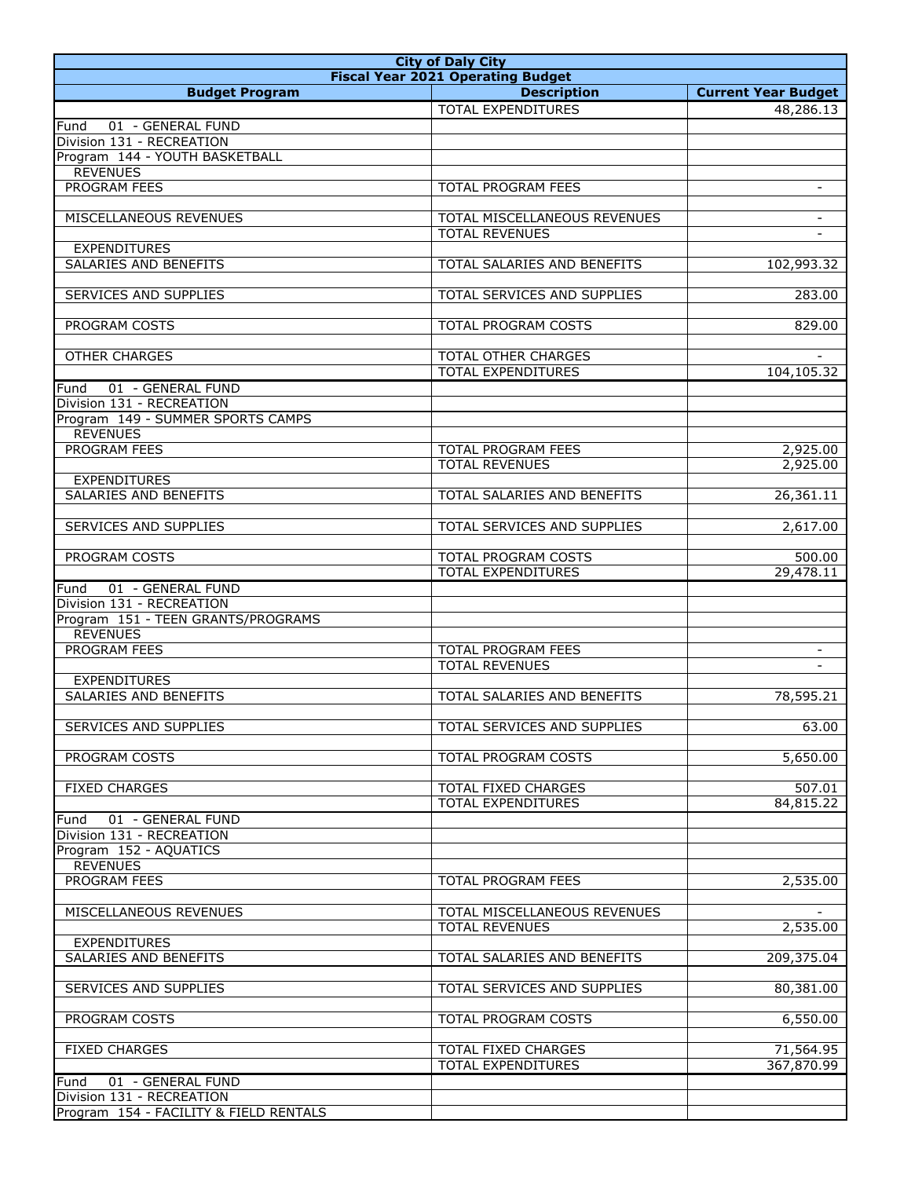| City of Daly City | | |
|---|---|---|
| Fiscal Year 2021 Operating Budget | | |
| **Budget Program** | **Description** | **Current Year Budget** |
| | TOTAL EXPENDITURES | 48,286.13 |
| Fund 01 - GENERAL FUND | | |
| Division 131 - RECREATION | | |
| Program 144 - YOUTH BASKETBALL | | |
| REVENUES | | |
| PROGRAM FEES | TOTAL PROGRAM FEES | - |
| | | |
| MISCELLANEOUS REVENUES | TOTAL MISCELLANEOUS REVENUES | - |
| | TOTAL REVENUES | - |
| EXPENDITURES | | |
| SALARIES AND BENEFITS | TOTAL SALARIES AND BENEFITS | 102,993.32 |
| | | |
| SERVICES AND SUPPLIES | TOTAL SERVICES AND SUPPLIES | 283.00 |
| | | |
| PROGRAM COSTS | TOTAL PROGRAM COSTS | 829.00 |
| | | |
| OTHER CHARGES | TOTAL OTHER CHARGES | - |
| | TOTAL EXPENDITURES | 104,105.32 |
| Fund 01 - GENERAL FUND | | |
| Division 131 - RECREATION | | |
| Program 149 - SUMMER SPORTS CAMPS | | |
| REVENUES | | |
| PROGRAM FEES | TOTAL PROGRAM FEES | 2,925.00 |
| | TOTAL REVENUES | 2,925.00 |
| EXPENDITURES | | |
| SALARIES AND BENEFITS | TOTAL SALARIES AND BENEFITS | 26,361.11 |
| | | |
| SERVICES AND SUPPLIES | TOTAL SERVICES AND SUPPLIES | 2,617.00 |
| | | |
| PROGRAM COSTS | TOTAL PROGRAM COSTS | 500.00 |
| | TOTAL EXPENDITURES | 29,478.11 |
| Fund 01 - GENERAL FUND | | |
| Division 131 - RECREATION | | |
| Program 151 - TEEN GRANTS/PROGRAMS | | |
| REVENUES | | |
| PROGRAM FEES | TOTAL PROGRAM FEES | - |
| | TOTAL REVENUES | - |
| EXPENDITURES | | |
| SALARIES AND BENEFITS | TOTAL SALARIES AND BENEFITS | 78,595.21 |
| | | |
| SERVICES AND SUPPLIES | TOTAL SERVICES AND SUPPLIES | 63.00 |
| | | |
| PROGRAM COSTS | TOTAL PROGRAM COSTS | 5,650.00 |
| | | |
| FIXED CHARGES | TOTAL FIXED CHARGES | 507.01 |
| | TOTAL EXPENDITURES | 84,815.22 |
| Fund 01 - GENERAL FUND | | |
| Division 131 - RECREATION | | |
| Program 152 - AQUATICS | | |
| REVENUES | | |
| PROGRAM FEES | TOTAL PROGRAM FEES | 2,535.00 |
| | | |
| MISCELLANEOUS REVENUES | TOTAL MISCELLANEOUS REVENUES | - |
| | TOTAL REVENUES | 2,535.00 |
| EXPENDITURES | | |
| SALARIES AND BENEFITS | TOTAL SALARIES AND BENEFITS | 209,375.04 |
| | | |
| SERVICES AND SUPPLIES | TOTAL SERVICES AND SUPPLIES | 80,381.00 |
| | | |
| PROGRAM COSTS | TOTAL PROGRAM COSTS | 6,550.00 |
| | | |
| FIXED CHARGES | TOTAL FIXED CHARGES | 71,564.95 |
| | TOTAL EXPENDITURES | 367,870.99 |
| Fund 01 - GENERAL FUND | | |
| Division 131 - RECREATION | | |
| Program 154 - FACILITY & FIELD RENTALS | | |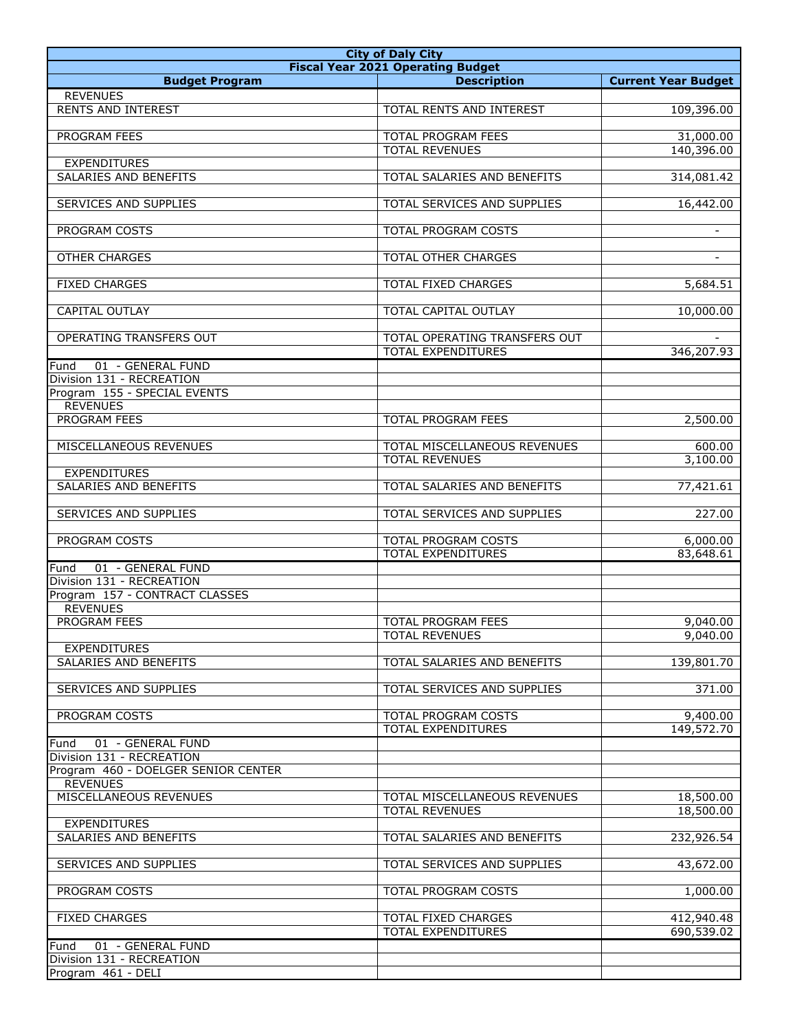| City of Daly City | | |
|---|---|---|
| Fiscal Year 2021 Operating Budget | | |
| **Budget Program** | **Description** | **Current Year Budget** |
| REVENUES | | |
| RENTS AND INTEREST | TOTAL RENTS AND INTEREST | 109,396.00 |
| | | |
| PROGRAM FEES | TOTAL PROGRAM FEES | 31,000.00 |
| | TOTAL REVENUES | 140,396.00 |
| EXPENDITURES | | |
| SALARIES AND BENEFITS | TOTAL SALARIES AND BENEFITS | 314,081.42 |
| | | |
| SERVICES AND SUPPLIES | TOTAL SERVICES AND SUPPLIES | 16,442.00 |
| | | |
| PROGRAM COSTS | TOTAL PROGRAM COSTS | - |
| | | |
| OTHER CHARGES | TOTAL OTHER CHARGES | - |
| | | |
| FIXED CHARGES | TOTAL FIXED CHARGES | 5,684.51 |
| | | |
| CAPITAL OUTLAY | TOTAL CAPITAL OUTLAY | 10,000.00 |
| | | |
| OPERATING TRANSFERS OUT | TOTAL OPERATING TRANSFERS OUT | - |
| | TOTAL EXPENDITURES | 346,207.93 |
| Fund 01 - GENERAL FUND | | |
| Division 131 - RECREATION | | |
| Program 155 - SPECIAL EVENTS | | |
| REVENUES | | |
| PROGRAM FEES | TOTAL PROGRAM FEES | 2,500.00 |
| | | |
| MISCELLANEOUS REVENUES | TOTAL MISCELLANEOUS REVENUES | 600.00 |
| | TOTAL REVENUES | 3,100.00 |
| EXPENDITURES | | |
| SALARIES AND BENEFITS | TOTAL SALARIES AND BENEFITS | 77,421.61 |
| | | |
| SERVICES AND SUPPLIES | TOTAL SERVICES AND SUPPLIES | 227.00 |
| | | |
| PROGRAM COSTS | TOTAL PROGRAM COSTS | 6,000.00 |
| | TOTAL EXPENDITURES | 83,648.61 |
| Fund 01 - GENERAL FUND | | |
| Division 131 - RECREATION | | |
| Program 157 - CONTRACT CLASSES | | |
| REVENUES | | |
| PROGRAM FEES | TOTAL PROGRAM FEES | 9,040.00 |
| | TOTAL REVENUES | 9,040.00 |
| EXPENDITURES | | |
| SALARIES AND BENEFITS | TOTAL SALARIES AND BENEFITS | 139,801.70 |
| | | |
| SERVICES AND SUPPLIES | TOTAL SERVICES AND SUPPLIES | 371.00 |
| | | |
| PROGRAM COSTS | TOTAL PROGRAM COSTS | 9,400.00 |
| | TOTAL EXPENDITURES | 149,572.70 |
| Fund 01 - GENERAL FUND | | |
| Division 131 - RECREATION | | |
| Program 460 - DOELGER SENIOR CENTER | | |
| REVENUES | | |
| MISCELLANEOUS REVENUES | TOTAL MISCELLANEOUS REVENUES | 18,500.00 |
| | TOTAL REVENUES | 18,500.00 |
| EXPENDITURES | | |
| SALARIES AND BENEFITS | TOTAL SALARIES AND BENEFITS | 232,926.54 |
| | | |
| SERVICES AND SUPPLIES | TOTAL SERVICES AND SUPPLIES | 43,672.00 |
| | | |
| PROGRAM COSTS | TOTAL PROGRAM COSTS | 1,000.00 |
| | | |
| FIXED CHARGES | TOTAL FIXED CHARGES | 412,940.48 |
| | TOTAL EXPENDITURES | 690,539.02 |
| Fund 01 - GENERAL FUND | | |
| Division 131 - RECREATION | | |
| Program 461 - DELI | | |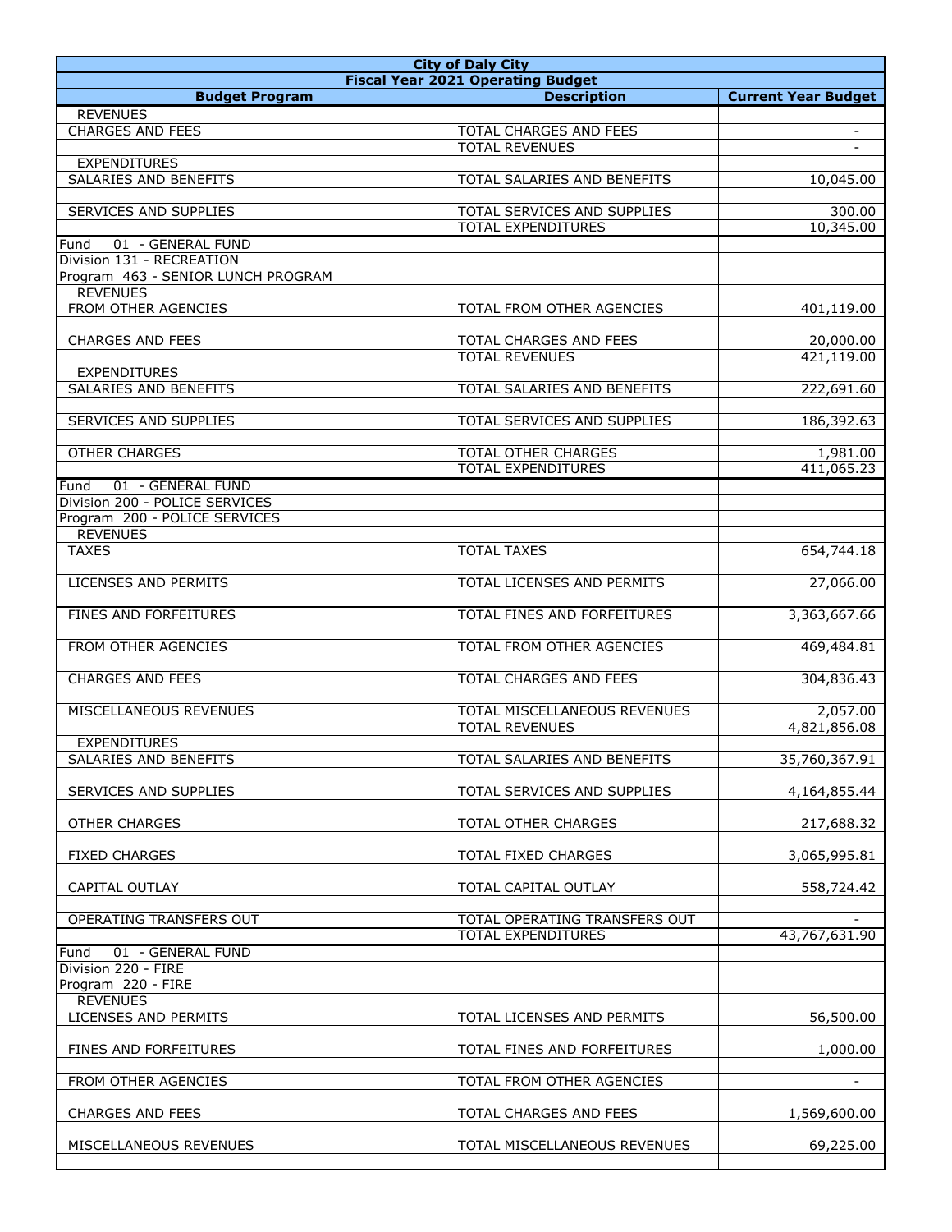| City of Daly City | | |
|---|---|---|
| Fiscal Year 2021 Operating Budget | | |
| Budget Program | Description | Current Year Budget |
| REVENUES | | |
| CHARGES AND FEES | TOTAL CHARGES AND FEES | - |
| | TOTAL REVENUES | - |
| EXPENDITURES | | |
| SALARIES AND BENEFITS | TOTAL SALARIES AND BENEFITS | 10,045.00 |
| | | |
| SERVICES AND SUPPLIES | TOTAL SERVICES AND SUPPLIES | 300.00 |
| | TOTAL EXPENDITURES | 10,345.00 |
| Fund 01 - GENERAL FUND | | |
| Division 131 - RECREATION | | |
| Program 463 - SENIOR LUNCH PROGRAM | | |
| REVENUES | | |
| FROM OTHER AGENCIES | TOTAL FROM OTHER AGENCIES | 401,119.00 |
| | | |
| CHARGES AND FEES | TOTAL CHARGES AND FEES | 20,000.00 |
| | TOTAL REVENUES | 421,119.00 |
| EXPENDITURES | | |
| SALARIES AND BENEFITS | TOTAL SALARIES AND BENEFITS | 222,691.60 |
| | | |
| SERVICES AND SUPPLIES | TOTAL SERVICES AND SUPPLIES | 186,392.63 |
| | | |
| OTHER CHARGES | TOTAL OTHER CHARGES | 1,981.00 |
| | TOTAL EXPENDITURES | 411,065.23 |
| Fund 01 - GENERAL FUND | | |
| Division 200 - POLICE SERVICES | | |
| Program 200 - POLICE SERVICES | | |
| REVENUES | | |
| TAXES | TOTAL TAXES | 654,744.18 |
| | | |
| LICENSES AND PERMITS | TOTAL LICENSES AND PERMITS | 27,066.00 |
| | | |
| FINES AND FORFEITURES | TOTAL FINES AND FORFEITURES | 3,363,667.66 |
| | | |
| FROM OTHER AGENCIES | TOTAL FROM OTHER AGENCIES | 469,484.81 |
| | | |
| CHARGES AND FEES | TOTAL CHARGES AND FEES | 304,836.43 |
| | | |
| MISCELLANEOUS REVENUES | TOTAL MISCELLANEOUS REVENUES | 2,057.00 |
| | TOTAL REVENUES | 4,821,856.08 |
| EXPENDITURES | | |
| SALARIES AND BENEFITS | TOTAL SALARIES AND BENEFITS | 35,760,367.91 |
| | | |
| SERVICES AND SUPPLIES | TOTAL SERVICES AND SUPPLIES | 4,164,855.44 |
| | | |
| OTHER CHARGES | TOTAL OTHER CHARGES | 217,688.32 |
| | | |
| FIXED CHARGES | TOTAL FIXED CHARGES | 3,065,995.81 |
| | | |
| CAPITAL OUTLAY | TOTAL CAPITAL OUTLAY | 558,724.42 |
| | | |
| OPERATING TRANSFERS OUT | TOTAL OPERATING TRANSFERS OUT | - |
| | TOTAL EXPENDITURES | 43,767,631.90 |
| Fund 01 - GENERAL FUND | | |
| Division 220 - FIRE | | |
| Program 220 - FIRE | | |
| REVENUES | | |
| LICENSES AND PERMITS | TOTAL LICENSES AND PERMITS | 56,500.00 |
| | | |
| FINES AND FORFEITURES | TOTAL FINES AND FORFEITURES | 1,000.00 |
| | | |
| FROM OTHER AGENCIES | TOTAL FROM OTHER AGENCIES | - |
| | | |
| CHARGES AND FEES | TOTAL CHARGES AND FEES | 1,569,600.00 |
| | | |
| MISCELLANEOUS REVENUES | TOTAL MISCELLANEOUS REVENUES | 69,225.00 |
| | | |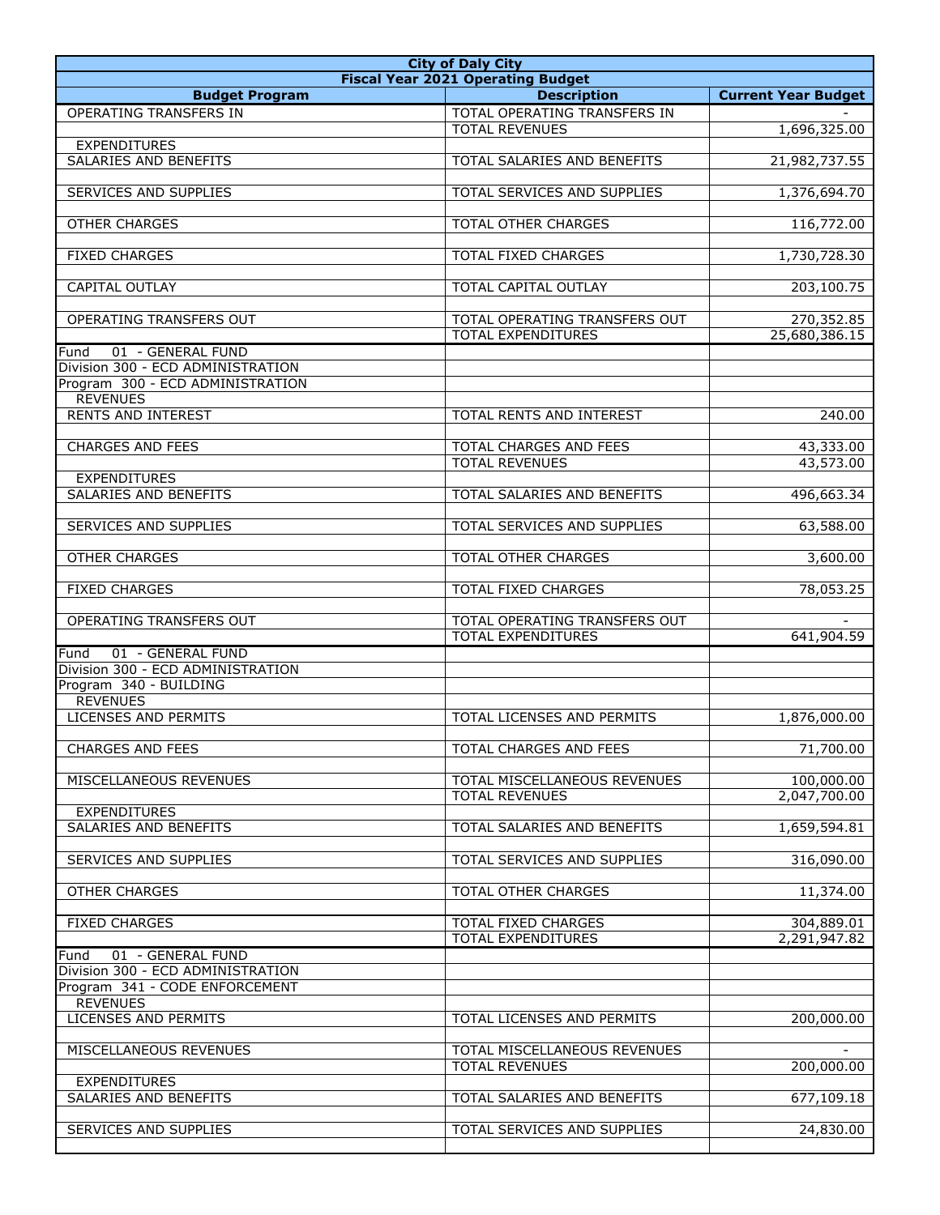| City of Daly City | | |
|---|---|---|
| Fiscal Year 2021 Operating Budget | | |
| **Budget Program** | **Description** | **Current Year Budget** |
| OPERATING TRANSFERS IN | TOTAL OPERATING TRANSFERS IN | - |
| | TOTAL REVENUES | 1,696,325.00 |
| EXPENDITURES | | |
| SALARIES AND BENEFITS | TOTAL SALARIES AND BENEFITS | 21,982,737.55 |
| | | |
| SERVICES AND SUPPLIES | TOTAL SERVICES AND SUPPLIES | 1,376,694.70 |
| | | |
| OTHER CHARGES | TOTAL OTHER CHARGES | 116,772.00 |
| | | |
| FIXED CHARGES | TOTAL FIXED CHARGES | 1,730,728.30 |
| | | |
| CAPITAL OUTLAY | TOTAL CAPITAL OUTLAY | 203,100.75 |
| | | |
| OPERATING TRANSFERS OUT | TOTAL OPERATING TRANSFERS OUT | 270,352.85 |
| | TOTAL EXPENDITURES | 25,680,386.15 |
| Fund 01 - GENERAL FUND | | |
| Division 300 - ECD ADMINISTRATION | | |
| Program 300 - ECD ADMINISTRATION | | |
| REVENUES | | |
| RENTS AND INTEREST | TOTAL RENTS AND INTEREST | 240.00 |
| | | |
| CHARGES AND FEES | TOTAL CHARGES AND FEES | 43,333.00 |
| | TOTAL REVENUES | 43,573.00 |
| EXPENDITURES | | |
| SALARIES AND BENEFITS | TOTAL SALARIES AND BENEFITS | 496,663.34 |
| | | |
| SERVICES AND SUPPLIES | TOTAL SERVICES AND SUPPLIES | 63,588.00 |
| | | |
| OTHER CHARGES | TOTAL OTHER CHARGES | 3,600.00 |
| | | |
| FIXED CHARGES | TOTAL FIXED CHARGES | 78,053.25 |
| | | |
| OPERATING TRANSFERS OUT | TOTAL OPERATING TRANSFERS OUT | - |
| | TOTAL EXPENDITURES | 641,904.59 |
| Fund 01 - GENERAL FUND | | |
| Division 300 - ECD ADMINISTRATION | | |
| Program 340 - BUILDING | | |
| REVENUES | | |
| LICENSES AND PERMITS | TOTAL LICENSES AND PERMITS | 1,876,000.00 |
| | | |
| CHARGES AND FEES | TOTAL CHARGES AND FEES | 71,700.00 |
| | | |
| MISCELLANEOUS REVENUES | TOTAL MISCELLANEOUS REVENUES | 100,000.00 |
| | TOTAL REVENUES | 2,047,700.00 |
| EXPENDITURES | | |
| SALARIES AND BENEFITS | TOTAL SALARIES AND BENEFITS | 1,659,594.81 |
| | | |
| SERVICES AND SUPPLIES | TOTAL SERVICES AND SUPPLIES | 316,090.00 |
| | | |
| OTHER CHARGES | TOTAL OTHER CHARGES | 11,374.00 |
| | | |
| FIXED CHARGES | TOTAL FIXED CHARGES | 304,889.01 |
| | TOTAL EXPENDITURES | 2,291,947.82 |
| Fund 01 - GENERAL FUND | | |
| Division 300 - ECD ADMINISTRATION | | |
| Program 341 - CODE ENFORCEMENT | | |
| REVENUES | | |
| LICENSES AND PERMITS | TOTAL LICENSES AND PERMITS | 200,000.00 |
| | | |
| MISCELLANEOUS REVENUES | TOTAL MISCELLANEOUS REVENUES | - |
| | TOTAL REVENUES | 200,000.00 |
| EXPENDITURES | | |
| SALARIES AND BENEFITS | TOTAL SALARIES AND BENEFITS | 677,109.18 |
| | | |
| SERVICES AND SUPPLIES | TOTAL SERVICES AND SUPPLIES | 24,830.00 |
| | | |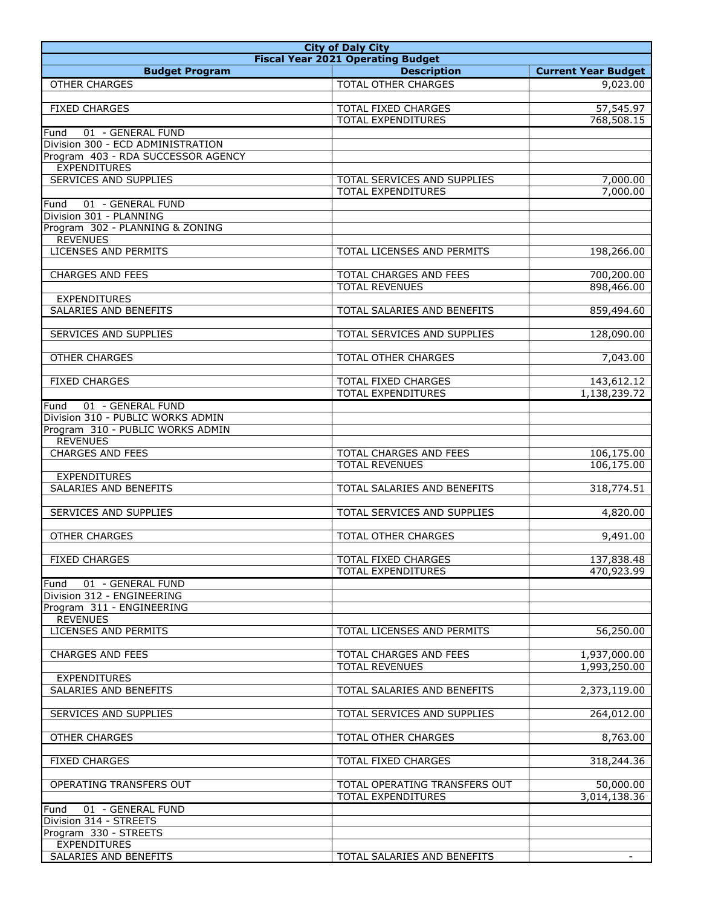| City of Daly City | | |
|---|---|---|
| Fiscal Year 2021 Operating Budget | | |
| Budget Program | Description | Current Year Budget |
| OTHER CHARGES | TOTAL OTHER CHARGES | 9,023.00 |
| | | |
| FIXED CHARGES | TOTAL FIXED CHARGES | 57,545.97 |
| | TOTAL EXPENDITURES | 768,508.15 |
| Fund 01 - GENERAL FUND | | |
| Division 300 - ECD ADMINISTRATION | | |
| Program 403 - RDA SUCCESSOR AGENCY | | |
| EXPENDITURES | | |
| SERVICES AND SUPPLIES | TOTAL SERVICES AND SUPPLIES | 7,000.00 |
| | TOTAL EXPENDITURES | 7,000.00 |
| Fund 01 - GENERAL FUND | | |
| Division 301 - PLANNING | | |
| Program 302 - PLANNING & ZONING | | |
| REVENUES | | |
| LICENSES AND PERMITS | TOTAL LICENSES AND PERMITS | 198,266.00 |
| | | |
| CHARGES AND FEES | TOTAL CHARGES AND FEES | 700,200.00 |
| | TOTAL REVENUES | 898,466.00 |
| EXPENDITURES | | |
| SALARIES AND BENEFITS | TOTAL SALARIES AND BENEFITS | 859,494.60 |
| | | |
| SERVICES AND SUPPLIES | TOTAL SERVICES AND SUPPLIES | 128,090.00 |
| | | |
| OTHER CHARGES | TOTAL OTHER CHARGES | 7,043.00 |
| | | |
| FIXED CHARGES | TOTAL FIXED CHARGES | 143,612.12 |
| | TOTAL EXPENDITURES | 1,138,239.72 |
| Fund 01 - GENERAL FUND | | |
| Division 310 - PUBLIC WORKS ADMIN | | |
| Program 310 - PUBLIC WORKS ADMIN | | |
| REVENUES | | |
| CHARGES AND FEES | TOTAL CHARGES AND FEES | 106,175.00 |
| | TOTAL REVENUES | 106,175.00 |
| EXPENDITURES | | |
| SALARIES AND BENEFITS | TOTAL SALARIES AND BENEFITS | 318,774.51 |
| | | |
| SERVICES AND SUPPLIES | TOTAL SERVICES AND SUPPLIES | 4,820.00 |
| | | |
| OTHER CHARGES | TOTAL OTHER CHARGES | 9,491.00 |
| | | |
| FIXED CHARGES | TOTAL FIXED CHARGES | 137,838.48 |
| | TOTAL EXPENDITURES | 470,923.99 |
| Fund 01 - GENERAL FUND | | |
| Division 312 - ENGINEERING | | |
| Program 311 - ENGINEERING | | |
| REVENUES | | |
| LICENSES AND PERMITS | TOTAL LICENSES AND PERMITS | 56,250.00 |
| | | |
| CHARGES AND FEES | TOTAL CHARGES AND FEES | 1,937,000.00 |
| | TOTAL REVENUES | 1,993,250.00 |
| EXPENDITURES | | |
| SALARIES AND BENEFITS | TOTAL SALARIES AND BENEFITS | 2,373,119.00 |
| | | |
| SERVICES AND SUPPLIES | TOTAL SERVICES AND SUPPLIES | 264,012.00 |
| | | |
| OTHER CHARGES | TOTAL OTHER CHARGES | 8,763.00 |
| | | |
| FIXED CHARGES | TOTAL FIXED CHARGES | 318,244.36 |
| | | |
| OPERATING TRANSFERS OUT | TOTAL OPERATING TRANSFERS OUT | 50,000.00 |
| | TOTAL EXPENDITURES | 3,014,138.36 |
| Fund 01 - GENERAL FUND | | |
| Division 314 - STREETS | | |
| Program 330 - STREETS | | |
| EXPENDITURES | | |
| SALARIES AND BENEFITS | TOTAL SALARIES AND BENEFITS | - |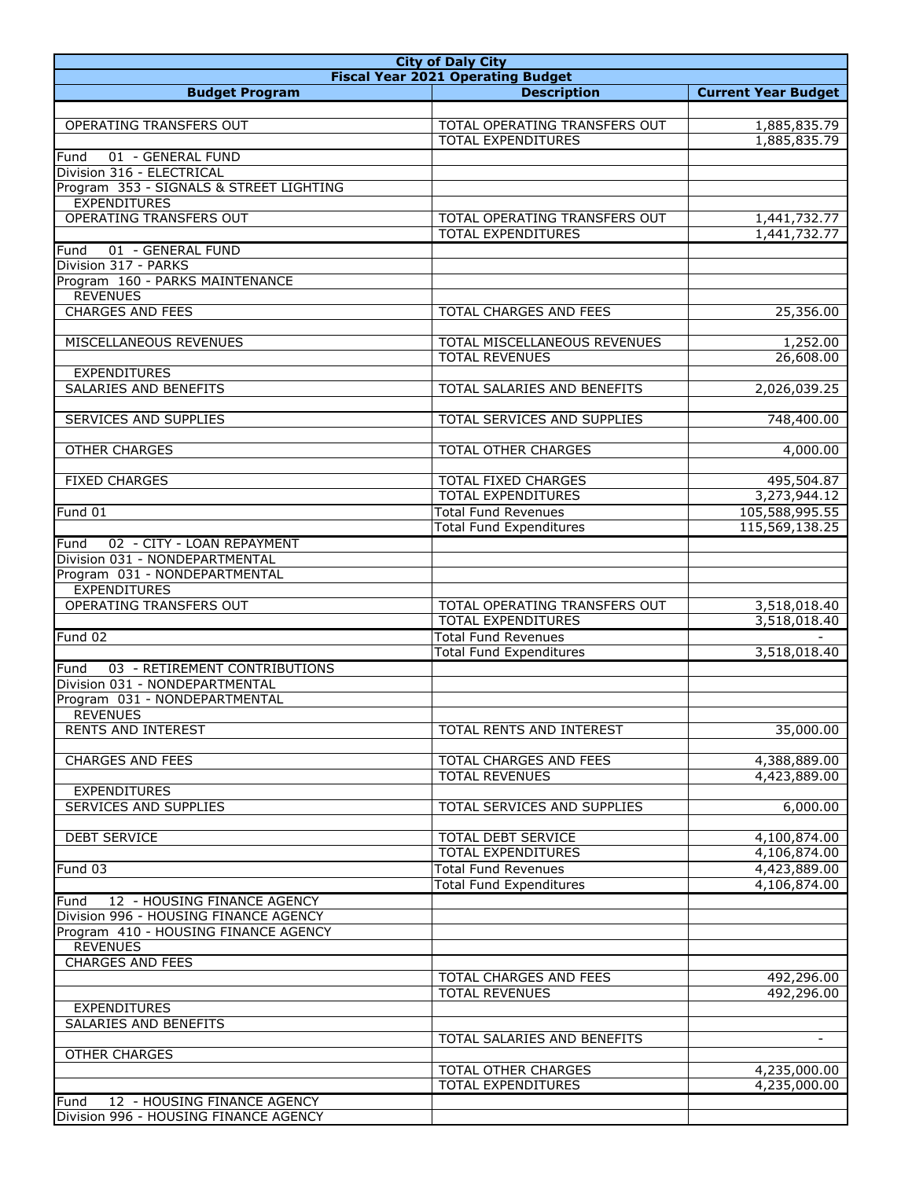| City of Daly City | | |
|---|---|---|
| Fiscal Year 2021 Operating Budget | | |
| Budget Program | Description | Current Year Budget |
| | | |
| OPERATING TRANSFERS OUT | TOTAL OPERATING TRANSFERS OUT | 1,885,835.79 |
| | TOTAL EXPENDITURES | 1,885,835.79 |
| Fund 01 - GENERAL FUND | | |
| Division 316 - ELECTRICAL | | |
| Program 353 - SIGNALS & STREET LIGHTING | | |
| EXPENDITURES | | |
| OPERATING TRANSFERS OUT | TOTAL OPERATING TRANSFERS OUT | 1,441,732.77 |
| | TOTAL EXPENDITURES | 1,441,732.77 |
| Fund 01 - GENERAL FUND | | |
| Division 317 - PARKS | | |
| Program 160 - PARKS MAINTENANCE | | |
| REVENUES | | |
| CHARGES AND FEES | TOTAL CHARGES AND FEES | 25,356.00 |
| | | |
| MISCELLANEOUS REVENUES | TOTAL MISCELLANEOUS REVENUES | 1,252.00 |
| | TOTAL REVENUES | 26,608.00 |
| EXPENDITURES | | |
| SALARIES AND BENEFITS | TOTAL SALARIES AND BENEFITS | 2,026,039.25 |
| | | |
| SERVICES AND SUPPLIES | TOTAL SERVICES AND SUPPLIES | 748,400.00 |
| | | |
| OTHER CHARGES | TOTAL OTHER CHARGES | 4,000.00 |
| | | |
| FIXED CHARGES | TOTAL FIXED CHARGES | 495,504.87 |
| | TOTAL EXPENDITURES | 3,273,944.12 |
| Fund 01 | Total Fund Revenues | 105,588,995.55 |
| | Total Fund Expenditures | 115,569,138.25 |
| Fund 02 - CITY - LOAN REPAYMENT | | |
| Division 031 - NONDEPARTMENTAL | | |
| Program 031 - NONDEPARTMENTAL | | |
| EXPENDITURES | | |
| OPERATING TRANSFERS OUT | TOTAL OPERATING TRANSFERS OUT | 3,518,018.40 |
| | TOTAL EXPENDITURES | 3,518,018.40 |
| Fund 02 | Total Fund Revenues | - |
| | Total Fund Expenditures | 3,518,018.40 |
| Fund 03 - RETIREMENT CONTRIBUTIONS | | |
| Division 031 - NONDEPARTMENTAL | | |
| Program 031 - NONDEPARTMENTAL | | |
| REVENUES | | |
| RENTS AND INTEREST | TOTAL RENTS AND INTEREST | 35,000.00 |
| | | |
| CHARGES AND FEES | TOTAL CHARGES AND FEES | 4,388,889.00 |
| | TOTAL REVENUES | 4,423,889.00 |
| EXPENDITURES | | |
| SERVICES AND SUPPLIES | TOTAL SERVICES AND SUPPLIES | 6,000.00 |
| | | |
| DEBT SERVICE | TOTAL DEBT SERVICE | 4,100,874.00 |
| | TOTAL EXPENDITURES | 4,106,874.00 |
| Fund 03 | Total Fund Revenues | 4,423,889.00 |
| | Total Fund Expenditures | 4,106,874.00 |
| Fund 12 - HOUSING FINANCE AGENCY | | |
| Division 996 - HOUSING FINANCE AGENCY | | |
| Program 410 - HOUSING FINANCE AGENCY | | |
| REVENUES | | |
| CHARGES AND FEES | | |
| | TOTAL CHARGES AND FEES | 492,296.00 |
| | TOTAL REVENUES | 492,296.00 |
| EXPENDITURES | | |
| SALARIES AND BENEFITS | | |
| | TOTAL SALARIES AND BENEFITS | - |
| OTHER CHARGES | | |
| | TOTAL OTHER CHARGES | 4,235,000.00 |
| | TOTAL EXPENDITURES | 4,235,000.00 |
| Fund 12 - HOUSING FINANCE AGENCY | | |
| Division 996 - HOUSING FINANCE AGENCY | | |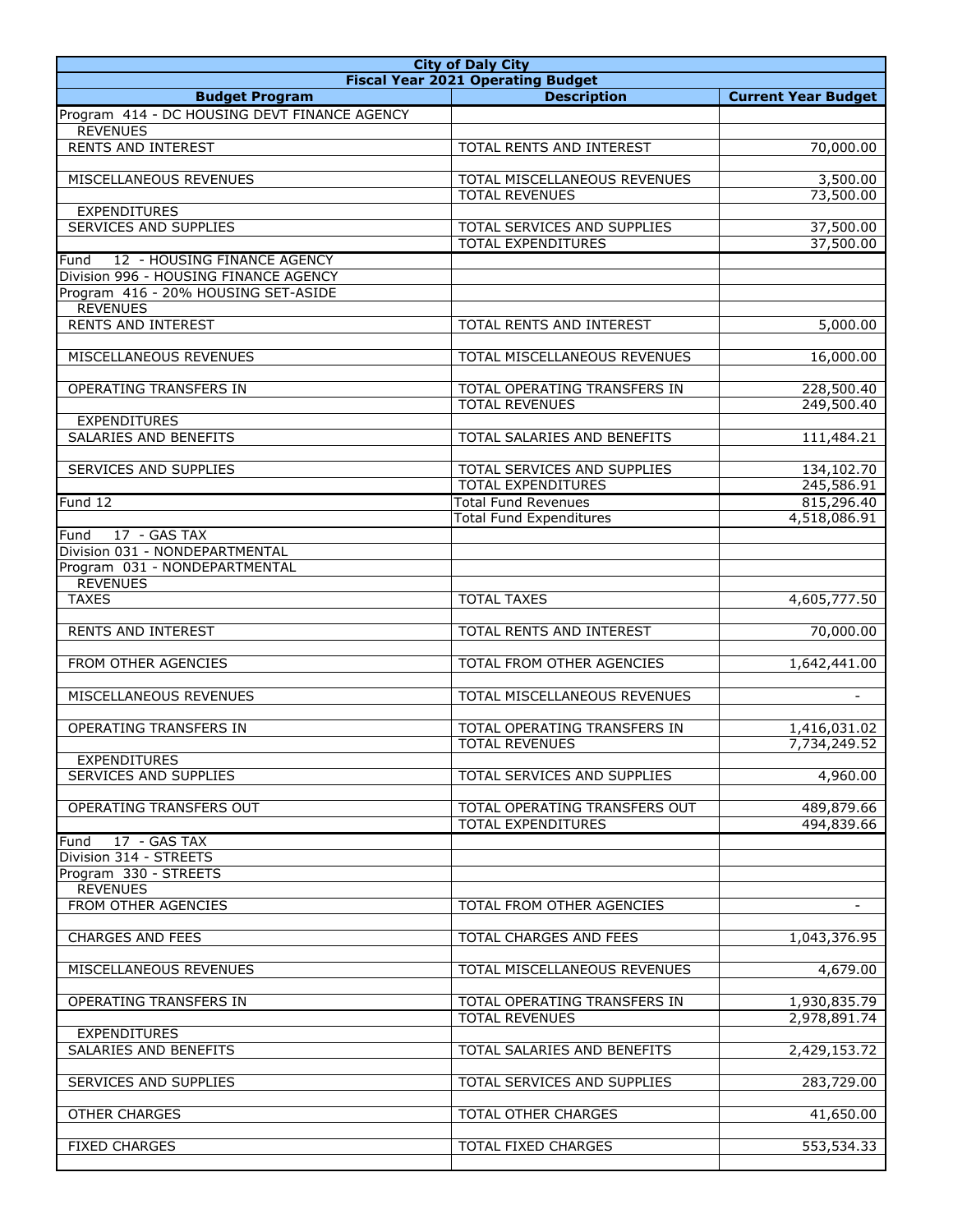| City of Daly City | | |
|---|---|---|
| Fiscal Year 2021 Operating Budget | | |
| **Budget Program** | **Description** | **Current Year Budget** |
| Program 414 - DC HOUSING DEVT FINANCE AGENCY | | |
| REVENUES | | |
| RENTS AND INTEREST | TOTAL RENTS AND INTEREST | 70,000.00 |
| | | |
| MISCELLANEOUS REVENUES | TOTAL MISCELLANEOUS REVENUES | 3,500.00 |
| | TOTAL REVENUES | 73,500.00 |
| EXPENDITURES | | |
| SERVICES AND SUPPLIES | TOTAL SERVICES AND SUPPLIES | 37,500.00 |
| | TOTAL EXPENDITURES | 37,500.00 |
| Fund 12 - HOUSING FINANCE AGENCY | | |
| Division 996 - HOUSING FINANCE AGENCY | | |
| Program 416 - 20% HOUSING SET-ASIDE | | |
| REVENUES | | |
| RENTS AND INTEREST | TOTAL RENTS AND INTEREST | 5,000.00 |
| | | |
| MISCELLANEOUS REVENUES | TOTAL MISCELLANEOUS REVENUES | 16,000.00 |
| | | |
| OPERATING TRANSFERS IN | TOTAL OPERATING TRANSFERS IN | 228,500.40 |
| | TOTAL REVENUES | 249,500.40 |
| EXPENDITURES | | |
| SALARIES AND BENEFITS | TOTAL SALARIES AND BENEFITS | 111,484.21 |
| | | |
| SERVICES AND SUPPLIES | TOTAL SERVICES AND SUPPLIES | 134,102.70 |
| | TOTAL EXPENDITURES | 245,586.91 |
| Fund 12 | Total Fund Revenues | 815,296.40 |
| | Total Fund Expenditures | 4,518,086.91 |
| Fund 17 - GAS TAX | | |
| Division 031 - NONDEPARTMENTAL | | |
| Program 031 - NONDEPARTMENTAL | | |
| REVENUES | | |
| TAXES | TOTAL TAXES | 4,605,777.50 |
| | | |
| RENTS AND INTEREST | TOTAL RENTS AND INTEREST | 70,000.00 |
| | | |
| FROM OTHER AGENCIES | TOTAL FROM OTHER AGENCIES | 1,642,441.00 |
| | | |
| MISCELLANEOUS REVENUES | TOTAL MISCELLANEOUS REVENUES | - |
| | | |
| OPERATING TRANSFERS IN | TOTAL OPERATING TRANSFERS IN | 1,416,031.02 |
| | TOTAL REVENUES | 7,734,249.52 |
| EXPENDITURES | | |
| SERVICES AND SUPPLIES | TOTAL SERVICES AND SUPPLIES | 4,960.00 |
| | | |
| OPERATING TRANSFERS OUT | TOTAL OPERATING TRANSFERS OUT | 489,879.66 |
| | TOTAL EXPENDITURES | 494,839.66 |
| Fund 17 - GAS TAX | | |
| Division 314 - STREETS | | |
| Program 330 - STREETS | | |
| REVENUES | | |
| FROM OTHER AGENCIES | TOTAL FROM OTHER AGENCIES | - |
| | | |
| CHARGES AND FEES | TOTAL CHARGES AND FEES | 1,043,376.95 |
| | | |
| MISCELLANEOUS REVENUES | TOTAL MISCELLANEOUS REVENUES | 4,679.00 |
| | | |
| OPERATING TRANSFERS IN | TOTAL OPERATING TRANSFERS IN | 1,930,835.79 |
| | TOTAL REVENUES | 2,978,891.74 |
| EXPENDITURES | | |
| SALARIES AND BENEFITS | TOTAL SALARIES AND BENEFITS | 2,429,153.72 |
| | | |
| SERVICES AND SUPPLIES | TOTAL SERVICES AND SUPPLIES | 283,729.00 |
| | | |
| OTHER CHARGES | TOTAL OTHER CHARGES | 41,650.00 |
| | | |
| FIXED CHARGES | TOTAL FIXED CHARGES | 553,534.33 |
| | | |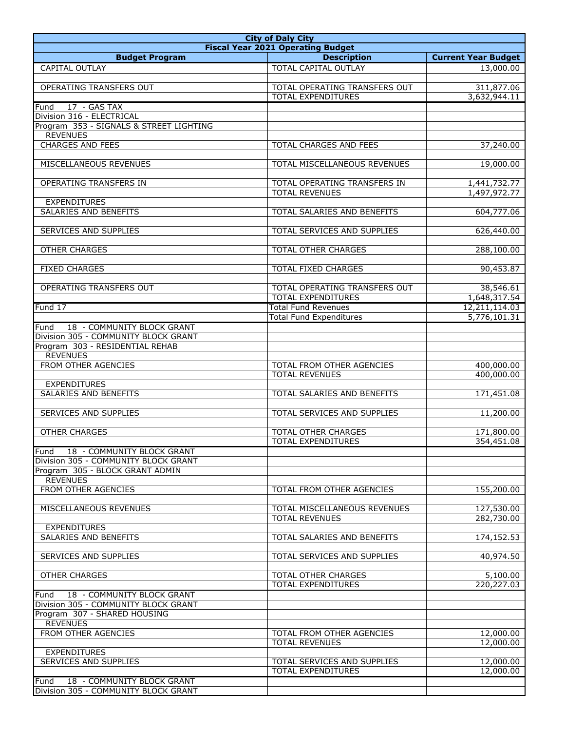| City of Daly City | | |
|---|---|---|
| Fiscal Year 2021 Operating Budget | | |
| **Budget Program** | **Description** | **Current Year Budget** |
| CAPITAL OUTLAY | TOTAL CAPITAL OUTLAY | 13,000.00 |
| | | |
| OPERATING TRANSFERS OUT | TOTAL OPERATING TRANSFERS OUT | 311,877.06 |
| | TOTAL EXPENDITURES | 3,632,944.11 |
| Fund 17 - GAS TAX | | |
| Division 316 - ELECTRICAL | | |
| Program 353 - SIGNALS & STREET LIGHTING | | |
| REVENUES | | |
| CHARGES AND FEES | TOTAL CHARGES AND FEES | 37,240.00 |
| | | |
| MISCELLANEOUS REVENUES | TOTAL MISCELLANEOUS REVENUES | 19,000.00 |
| | | |
| OPERATING TRANSFERS IN | TOTAL OPERATING TRANSFERS IN | 1,441,732.77 |
| | TOTAL REVENUES | 1,497,972.77 |
| EXPENDITURES | | |
| SALARIES AND BENEFITS | TOTAL SALARIES AND BENEFITS | 604,777.06 |
| | | |
| SERVICES AND SUPPLIES | TOTAL SERVICES AND SUPPLIES | 626,440.00 |
| | | |
| OTHER CHARGES | TOTAL OTHER CHARGES | 288,100.00 |
| | | |
| FIXED CHARGES | TOTAL FIXED CHARGES | 90,453.87 |
| | | |
| OPERATING TRANSFERS OUT | TOTAL OPERATING TRANSFERS OUT | 38,546.61 |
| | TOTAL EXPENDITURES | 1,648,317.54 |
| Fund 17 | Total Fund Revenues | 12,211,114.03 |
| | Total Fund Expenditures | 5,776,101.31 |
| Fund 18 - COMMUNITY BLOCK GRANT | | |
| Division 305 - COMMUNITY BLOCK GRANT | | |
| Program 303 - RESIDENTIAL REHAB | | |
| REVENUES | | |
| FROM OTHER AGENCIES | TOTAL FROM OTHER AGENCIES | 400,000.00 |
| | TOTAL REVENUES | 400,000.00 |
| EXPENDITURES | | |
| SALARIES AND BENEFITS | TOTAL SALARIES AND BENEFITS | 171,451.08 |
| | | |
| SERVICES AND SUPPLIES | TOTAL SERVICES AND SUPPLIES | 11,200.00 |
| | | |
| OTHER CHARGES | TOTAL OTHER CHARGES | 171,800.00 |
| | TOTAL EXPENDITURES | 354,451.08 |
| Fund 18 - COMMUNITY BLOCK GRANT | | |
| Division 305 - COMMUNITY BLOCK GRANT | | |
| Program 305 - BLOCK GRANT ADMIN | | |
| REVENUES | | |
| FROM OTHER AGENCIES | TOTAL FROM OTHER AGENCIES | 155,200.00 |
| | | |
| MISCELLANEOUS REVENUES | TOTAL MISCELLANEOUS REVENUES | 127,530.00 |
| | TOTAL REVENUES | 282,730.00 |
| EXPENDITURES | | |
| SALARIES AND BENEFITS | TOTAL SALARIES AND BENEFITS | 174,152.53 |
| | | |
| SERVICES AND SUPPLIES | TOTAL SERVICES AND SUPPLIES | 40,974.50 |
| | | |
| OTHER CHARGES | TOTAL OTHER CHARGES | 5,100.00 |
| | TOTAL EXPENDITURES | 220,227.03 |
| Fund 18 - COMMUNITY BLOCK GRANT | | |
| Division 305 - COMMUNITY BLOCK GRANT | | |
| Program 307 - SHARED HOUSING | | |
| REVENUES | | |
| FROM OTHER AGENCIES | TOTAL FROM OTHER AGENCIES | 12,000.00 |
| | TOTAL REVENUES | 12,000.00 |
| EXPENDITURES | | |
| SERVICES AND SUPPLIES | TOTAL SERVICES AND SUPPLIES | 12,000.00 |
| | TOTAL EXPENDITURES | 12,000.00 |
| Fund 18 - COMMUNITY BLOCK GRANT | | |
| Division 305 - COMMUNITY BLOCK GRANT | | |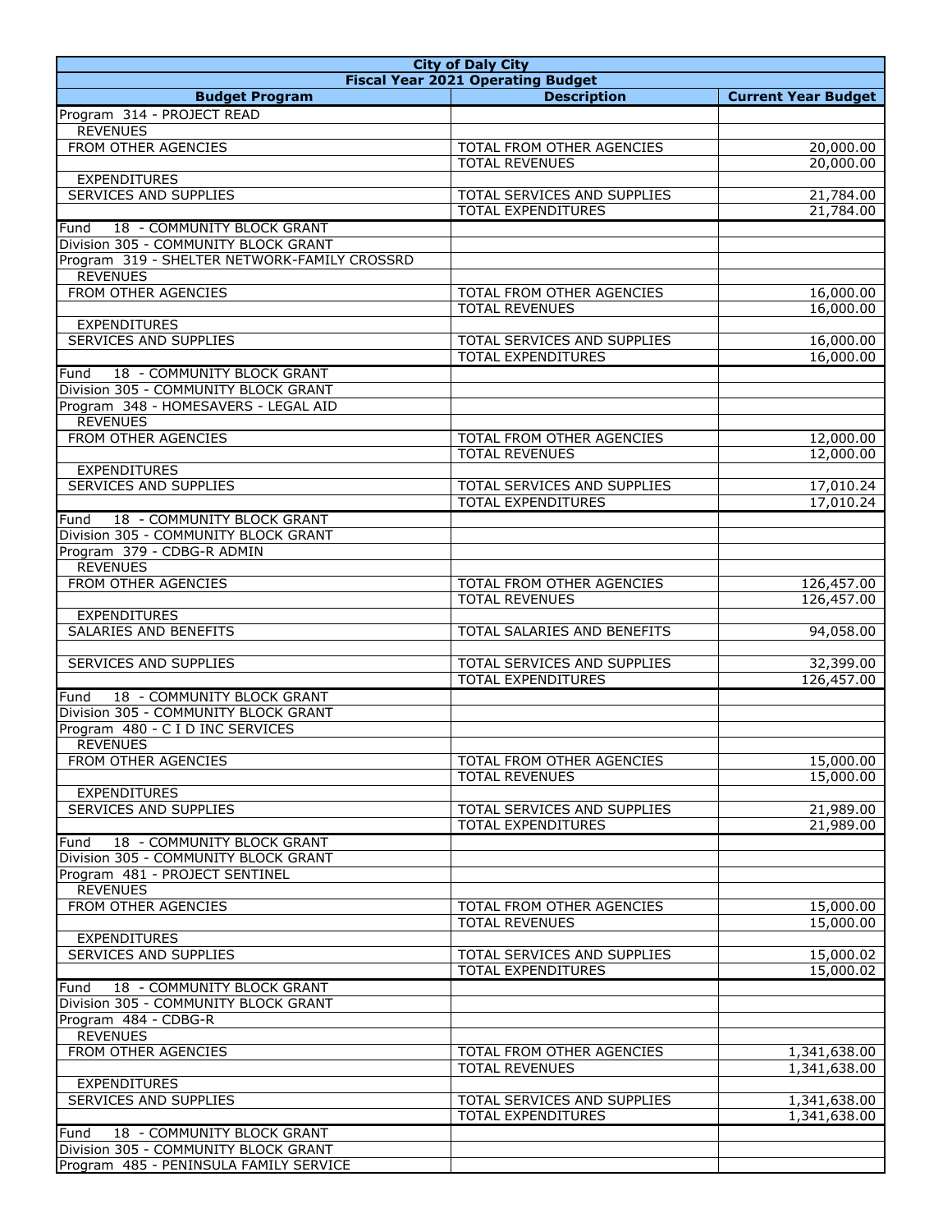| City of Daly City | | |
|---|---|---|
| Fiscal Year 2021 Operating Budget | | |
| **Budget Program** | **Description** | **Current Year Budget** |
| Program 314 - PROJECT READ | | |
| REVENUES | | |
| FROM OTHER AGENCIES | TOTAL FROM OTHER AGENCIES | 20,000.00 |
| | TOTAL REVENUES | 20,000.00 |
| EXPENDITURES | | |
| SERVICES AND SUPPLIES | TOTAL SERVICES AND SUPPLIES | 21,784.00 |
| | TOTAL EXPENDITURES | 21,784.00 |
| Fund 18 - COMMUNITY BLOCK GRANT | | |
| Division 305 - COMMUNITY BLOCK GRANT | | |
| Program 319 - SHELTER NETWORK-FAMILY CROSSRD | | |
| REVENUES | | |
| FROM OTHER AGENCIES | TOTAL FROM OTHER AGENCIES | 16,000.00 |
| | TOTAL REVENUES | 16,000.00 |
| EXPENDITURES | | |
| SERVICES AND SUPPLIES | TOTAL SERVICES AND SUPPLIES | 16,000.00 |
| | TOTAL EXPENDITURES | 16,000.00 |
| Fund 18 - COMMUNITY BLOCK GRANT | | |
| Division 305 - COMMUNITY BLOCK GRANT | | |
| Program 348 - HOMESAVERS - LEGAL AID | | |
| REVENUES | | |
| FROM OTHER AGENCIES | TOTAL FROM OTHER AGENCIES | 12,000.00 |
| | TOTAL REVENUES | 12,000.00 |
| EXPENDITURES | | |
| SERVICES AND SUPPLIES | TOTAL SERVICES AND SUPPLIES | 17,010.24 |
| | TOTAL EXPENDITURES | 17,010.24 |
| Fund 18 - COMMUNITY BLOCK GRANT | | |
| Division 305 - COMMUNITY BLOCK GRANT | | |
| Program 379 - CDBG-R ADMIN | | |
| REVENUES | | |
| FROM OTHER AGENCIES | TOTAL FROM OTHER AGENCIES | 126,457.00 |
| | TOTAL REVENUES | 126,457.00 |
| EXPENDITURES | | |
| SALARIES AND BENEFITS | TOTAL SALARIES AND BENEFITS | 94,058.00 |
| | | |
| SERVICES AND SUPPLIES | TOTAL SERVICES AND SUPPLIES | 32,399.00 |
| | TOTAL EXPENDITURES | 126,457.00 |
| Fund 18 - COMMUNITY BLOCK GRANT | | |
| Division 305 - COMMUNITY BLOCK GRANT | | |
| Program 480 - C I D INC SERVICES | | |
| REVENUES | | |
| FROM OTHER AGENCIES | TOTAL FROM OTHER AGENCIES | 15,000.00 |
| | TOTAL REVENUES | 15,000.00 |
| EXPENDITURES | | |
| SERVICES AND SUPPLIES | TOTAL SERVICES AND SUPPLIES | 21,989.00 |
| | TOTAL EXPENDITURES | 21,989.00 |
| Fund 18 - COMMUNITY BLOCK GRANT | | |
| Division 305 - COMMUNITY BLOCK GRANT | | |
| Program 481 - PROJECT SENTINEL | | |
| REVENUES | | |
| FROM OTHER AGENCIES | TOTAL FROM OTHER AGENCIES | 15,000.00 |
| | TOTAL REVENUES | 15,000.00 |
| EXPENDITURES | | |
| SERVICES AND SUPPLIES | TOTAL SERVICES AND SUPPLIES | 15,000.02 |
| | TOTAL EXPENDITURES | 15,000.02 |
| Fund 18 - COMMUNITY BLOCK GRANT | | |
| Division 305 - COMMUNITY BLOCK GRANT | | |
| Program 484 - CDBG-R | | |
| REVENUES | | |
| FROM OTHER AGENCIES | TOTAL FROM OTHER AGENCIES | 1,341,638.00 |
| | TOTAL REVENUES | 1,341,638.00 |
| EXPENDITURES | | |
| SERVICES AND SUPPLIES | TOTAL SERVICES AND SUPPLIES | 1,341,638.00 |
| | TOTAL EXPENDITURES | 1,341,638.00 |
| Fund 18 - COMMUNITY BLOCK GRANT | | |
| Division 305 - COMMUNITY BLOCK GRANT | | |
| Program 485 - PENINSULA FAMILY SERVICE | | |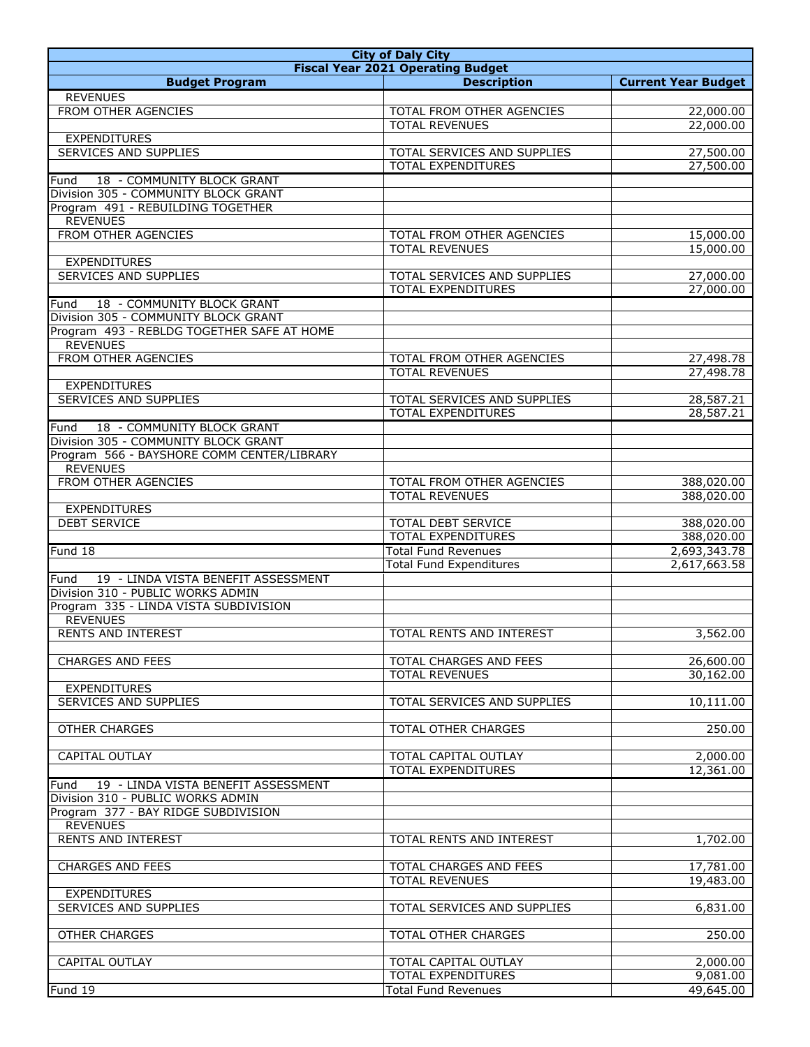| City of Daly City | | |
|---|---|---|
| Fiscal Year 2021 Operating Budget | | |
| Budget Program | Description | Current Year Budget |
| REVENUES | | |
| FROM OTHER AGENCIES | TOTAL FROM OTHER AGENCIES | 22,000.00 |
| | TOTAL REVENUES | 22,000.00 |
| EXPENDITURES | | |
| SERVICES AND SUPPLIES | TOTAL SERVICES AND SUPPLIES | 27,500.00 |
| | TOTAL EXPENDITURES | 27,500.00 |
| Fund 18 - COMMUNITY BLOCK GRANT | | |
| Division 305 - COMMUNITY BLOCK GRANT | | |
| Program 491 - REBUILDING TOGETHER | | |
| REVENUES | | |
| FROM OTHER AGENCIES | TOTAL FROM OTHER AGENCIES | 15,000.00 |
| | TOTAL REVENUES | 15,000.00 |
| EXPENDITURES | | |
| SERVICES AND SUPPLIES | TOTAL SERVICES AND SUPPLIES | 27,000.00 |
| | TOTAL EXPENDITURES | 27,000.00 |
| Fund 18 - COMMUNITY BLOCK GRANT | | |
| Division 305 - COMMUNITY BLOCK GRANT | | |
| Program 493 - REBLDG TOGETHER SAFE AT HOME | | |
| REVENUES | | |
| FROM OTHER AGENCIES | TOTAL FROM OTHER AGENCIES | 27,498.78 |
| | TOTAL REVENUES | 27,498.78 |
| EXPENDITURES | | |
| SERVICES AND SUPPLIES | TOTAL SERVICES AND SUPPLIES | 28,587.21 |
| | TOTAL EXPENDITURES | 28,587.21 |
| Fund 18 - COMMUNITY BLOCK GRANT | | |
| Division 305 - COMMUNITY BLOCK GRANT | | |
| Program 566 - BAYSHORE COMM CENTER/LIBRARY | | |
| REVENUES | | |
| FROM OTHER AGENCIES | TOTAL FROM OTHER AGENCIES | 388,020.00 |
| | TOTAL REVENUES | 388,020.00 |
| EXPENDITURES | | |
| DEBT SERVICE | TOTAL DEBT SERVICE | 388,020.00 |
| | TOTAL EXPENDITURES | 388,020.00 |
| Fund 18 | Total Fund Revenues | 2,693,343.78 |
| | Total Fund Expenditures | 2,617,663.58 |
| Fund 19 - LINDA VISTA BENEFIT ASSESSMENT | | |
| Division 310 - PUBLIC WORKS ADMIN | | |
| Program 335 - LINDA VISTA SUBDIVISION | | |
| REVENUES | | |
| RENTS AND INTEREST | TOTAL RENTS AND INTEREST | 3,562.00 |
| | | |
| CHARGES AND FEES | TOTAL CHARGES AND FEES | 26,600.00 |
| | TOTAL REVENUES | 30,162.00 |
| EXPENDITURES | | |
| SERVICES AND SUPPLIES | TOTAL SERVICES AND SUPPLIES | 10,111.00 |
| | | |
| OTHER CHARGES | TOTAL OTHER CHARGES | 250.00 |
| | | |
| CAPITAL OUTLAY | TOTAL CAPITAL OUTLAY | 2,000.00 |
| | TOTAL EXPENDITURES | 12,361.00 |
| Fund 19 - LINDA VISTA BENEFIT ASSESSMENT | | |
| Division 310 - PUBLIC WORKS ADMIN | | |
| Program 377 - BAY RIDGE SUBDIVISION | | |
| REVENUES | | |
| RENTS AND INTEREST | TOTAL RENTS AND INTEREST | 1,702.00 |
| | | |
| CHARGES AND FEES | TOTAL CHARGES AND FEES | 17,781.00 |
| | TOTAL REVENUES | 19,483.00 |
| EXPENDITURES | | |
| SERVICES AND SUPPLIES | TOTAL SERVICES AND SUPPLIES | 6,831.00 |
| | | |
| OTHER CHARGES | TOTAL OTHER CHARGES | 250.00 |
| | | |
| CAPITAL OUTLAY | TOTAL CAPITAL OUTLAY | 2,000.00 |
| | TOTAL EXPENDITURES | 9,081.00 |
| Fund 19 | Total Fund Revenues | 49,645.00 |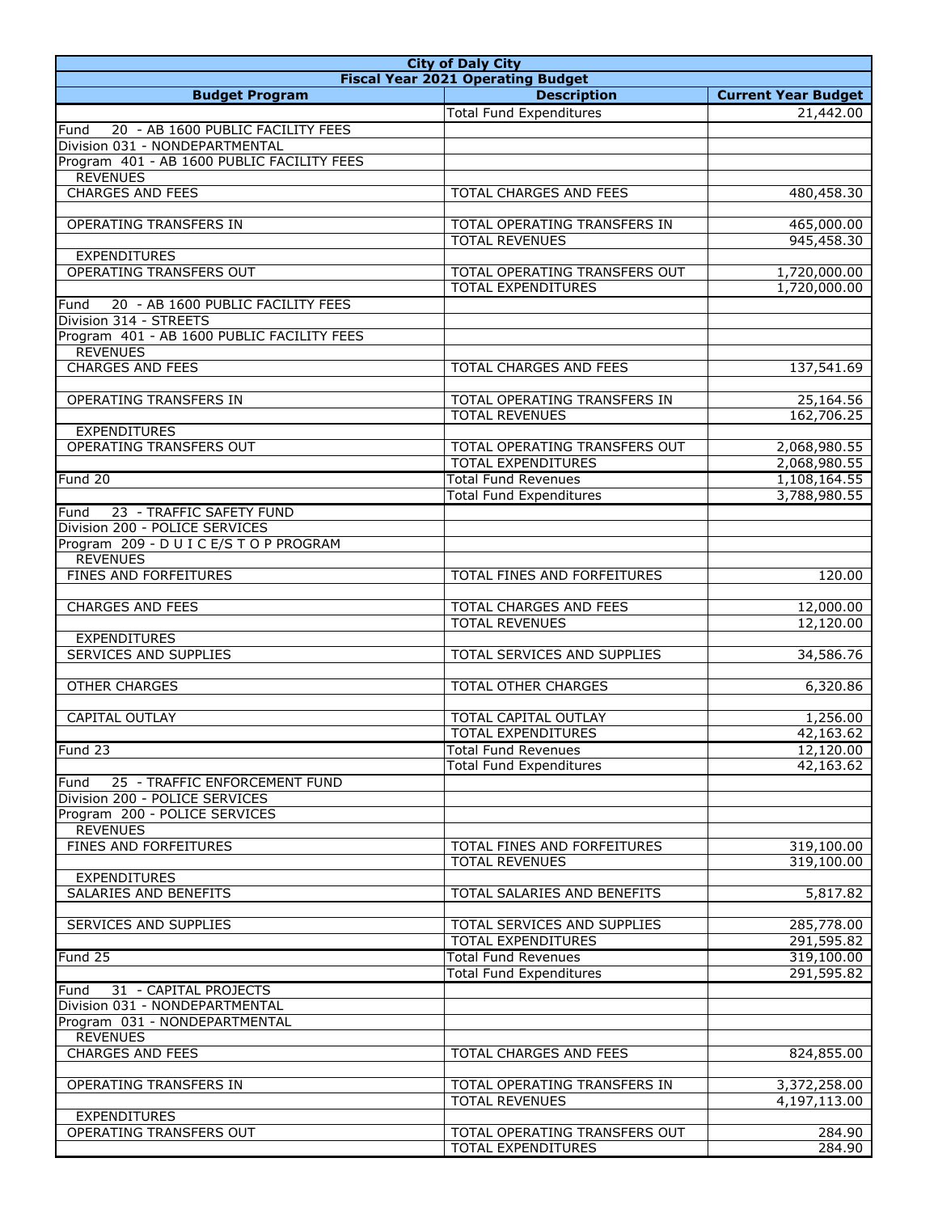| City of Daly City | | |
|---|---|---|
| **Fiscal Year 2021 Operating Budget** | | |
| **Budget Program** | **Description** | **Current Year Budget** |
| | Total Fund Expenditures | 21,442.00 |
| Fund 20 - AB 1600 PUBLIC FACILITY FEES | | |
| Division 031 - NONDEPARTMENTAL | | |
| Program 401 - AB 1600 PUBLIC FACILITY FEES | | |
| REVENUES | | |
| CHARGES AND FEES | TOTAL CHARGES AND FEES | 480,458.30 |
| | | |
| OPERATING TRANSFERS IN | TOTAL OPERATING TRANSFERS IN | 465,000.00 |
| | TOTAL REVENUES | 945,458.30 |
| EXPENDITURES | | |
| OPERATING TRANSFERS OUT | TOTAL OPERATING TRANSFERS OUT | 1,720,000.00 |
| | TOTAL EXPENDITURES | 1,720,000.00 |
| Fund 20 - AB 1600 PUBLIC FACILITY FEES | | |
| Division 314 - STREETS | | |
| Program 401 - AB 1600 PUBLIC FACILITY FEES | | |
| REVENUES | | |
| CHARGES AND FEES | TOTAL CHARGES AND FEES | 137,541.69 |
| | | |
| OPERATING TRANSFERS IN | TOTAL OPERATING TRANSFERS IN | 25,164.56 |
| | TOTAL REVENUES | 162,706.25 |
| EXPENDITURES | | |
| OPERATING TRANSFERS OUT | TOTAL OPERATING TRANSFERS OUT | 2,068,980.55 |
| | TOTAL EXPENDITURES | 2,068,980.55 |
| Fund 20 | Total Fund Revenues | 1,108,164.55 |
| | Total Fund Expenditures | 3,788,980.55 |
| Fund 23 - TRAFFIC SAFETY FUND | | |
| Division 200 - POLICE SERVICES | | |
| Program 209 - D U I C E/S T O P PROGRAM | | |
| REVENUES | | |
| FINES AND FORFEITURES | TOTAL FINES AND FORFEITURES | 120.00 |
| | | |
| CHARGES AND FEES | TOTAL CHARGES AND FEES | 12,000.00 |
| | TOTAL REVENUES | 12,120.00 |
| EXPENDITURES | | |
| SERVICES AND SUPPLIES | TOTAL SERVICES AND SUPPLIES | 34,586.76 |
| | | |
| OTHER CHARGES | TOTAL OTHER CHARGES | 6,320.86 |
| | | |
| CAPITAL OUTLAY | TOTAL CAPITAL OUTLAY | 1,256.00 |
| | TOTAL EXPENDITURES | 42,163.62 |
| Fund 23 | Total Fund Revenues | 12,120.00 |
| | Total Fund Expenditures | 42,163.62 |
| Fund 25 - TRAFFIC ENFORCEMENT FUND | | |
| Division 200 - POLICE SERVICES | | |
| Program 200 - POLICE SERVICES | | |
| REVENUES | | |
| FINES AND FORFEITURES | TOTAL FINES AND FORFEITURES | 319,100.00 |
| | TOTAL REVENUES | 319,100.00 |
| EXPENDITURES | | |
| SALARIES AND BENEFITS | TOTAL SALARIES AND BENEFITS | 5,817.82 |
| | | |
| SERVICES AND SUPPLIES | TOTAL SERVICES AND SUPPLIES | 285,778.00 |
| | TOTAL EXPENDITURES | 291,595.82 |
| Fund 25 | Total Fund Revenues | 319,100.00 |
| | Total Fund Expenditures | 291,595.82 |
| Fund 31 - CAPITAL PROJECTS | | |
| Division 031 - NONDEPARTMENTAL | | |
| Program 031 - NONDEPARTMENTAL | | |
| REVENUES | | |
| CHARGES AND FEES | TOTAL CHARGES AND FEES | 824,855.00 |
| | | |
| OPERATING TRANSFERS IN | TOTAL OPERATING TRANSFERS IN | 3,372,258.00 |
| | TOTAL REVENUES | 4,197,113.00 |
| EXPENDITURES | | |
| OPERATING TRANSFERS OUT | TOTAL OPERATING TRANSFERS OUT | 284.90 |
| | TOTAL EXPENDITURES | 284.90 |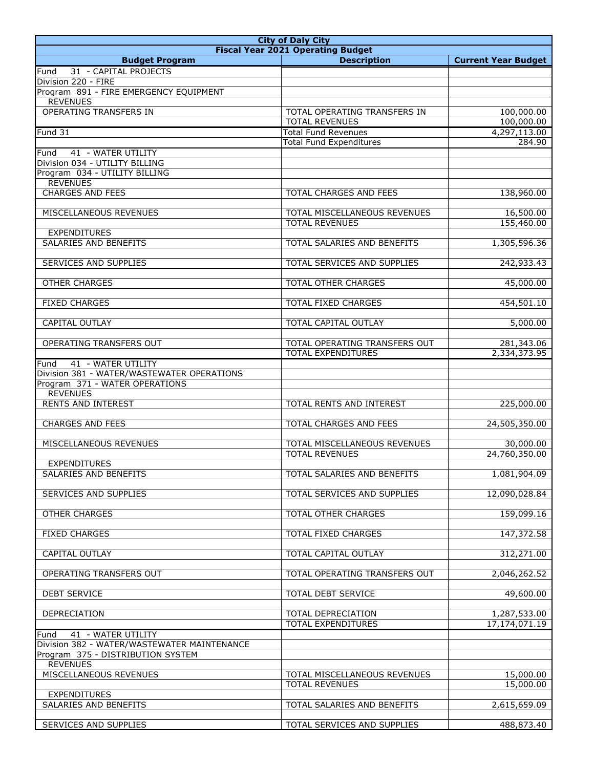| City of Daly City | | |
|---|---|---|
| **Fiscal Year 2021 Operating Budget** | | |
| **Budget Program** | **Description** | **Current Year Budget** |
| Fund 31 - CAPITAL PROJECTS | | |
| Division 220 - FIRE | | |
| Program 891 - FIRE EMERGENCY EQUIPMENT | | |
| REVENUES | | |
| OPERATING TRANSFERS IN | TOTAL OPERATING TRANSFERS IN | 100,000.00 |
| | TOTAL REVENUES | 100,000.00 |
| Fund 31 | Total Fund Revenues | 4,297,113.00 |
| | Total Fund Expenditures | 284.90 |
| Fund 41 - WATER UTILITY | | |
| Division 034 - UTILITY BILLING | | |
| Program 034 - UTILITY BILLING | | |
| REVENUES | | |
| CHARGES AND FEES | TOTAL CHARGES AND FEES | 138,960.00 |
| | | |
| MISCELLANEOUS REVENUES | TOTAL MISCELLANEOUS REVENUES | 16,500.00 |
| | TOTAL REVENUES | 155,460.00 |
| EXPENDITURES | | |
| SALARIES AND BENEFITS | TOTAL SALARIES AND BENEFITS | 1,305,596.36 |
| | | |
| SERVICES AND SUPPLIES | TOTAL SERVICES AND SUPPLIES | 242,933.43 |
| | | |
| OTHER CHARGES | TOTAL OTHER CHARGES | 45,000.00 |
| | | |
| FIXED CHARGES | TOTAL FIXED CHARGES | 454,501.10 |
| | | |
| CAPITAL OUTLAY | TOTAL CAPITAL OUTLAY | 5,000.00 |
| | | |
| OPERATING TRANSFERS OUT | TOTAL OPERATING TRANSFERS OUT | 281,343.06 |
| | TOTAL EXPENDITURES | 2,334,373.95 |
| Fund 41 - WATER UTILITY | | |
| Division 381 - WATER/WASTEWATER OPERATIONS | | |
| Program 371 - WATER OPERATIONS | | |
| REVENUES | | |
| RENTS AND INTEREST | TOTAL RENTS AND INTEREST | 225,000.00 |
| | | |
| CHARGES AND FEES | TOTAL CHARGES AND FEES | 24,505,350.00 |
| | | |
| MISCELLANEOUS REVENUES | TOTAL MISCELLANEOUS REVENUES | 30,000.00 |
| | TOTAL REVENUES | 24,760,350.00 |
| EXPENDITURES | | |
| SALARIES AND BENEFITS | TOTAL SALARIES AND BENEFITS | 1,081,904.09 |
| | | |
| SERVICES AND SUPPLIES | TOTAL SERVICES AND SUPPLIES | 12,090,028.84 |
| | | |
| OTHER CHARGES | TOTAL OTHER CHARGES | 159,099.16 |
| | | |
| FIXED CHARGES | TOTAL FIXED CHARGES | 147,372.58 |
| | | |
| CAPITAL OUTLAY | TOTAL CAPITAL OUTLAY | 312,271.00 |
| | | |
| OPERATING TRANSFERS OUT | TOTAL OPERATING TRANSFERS OUT | 2,046,262.52 |
| | | |
| DEBT SERVICE | TOTAL DEBT SERVICE | 49,600.00 |
| | | |
| DEPRECIATION | TOTAL DEPRECIATION | 1,287,533.00 |
| | TOTAL EXPENDITURES | 17,174,071.19 |
| Fund 41 - WATER UTILITY | | |
| Division 382 - WATER/WASTEWATER MAINTENANCE | | |
| Program 375 - DISTRIBUTION SYSTEM | | |
| REVENUES | | |
| MISCELLANEOUS REVENUES | TOTAL MISCELLANEOUS REVENUES | 15,000.00 |
| | TOTAL REVENUES | 15,000.00 |
| EXPENDITURES | | |
| SALARIES AND BENEFITS | TOTAL SALARIES AND BENEFITS | 2,615,659.09 |
| | | |
| SERVICES AND SUPPLIES | TOTAL SERVICES AND SUPPLIES | 488,873.40 |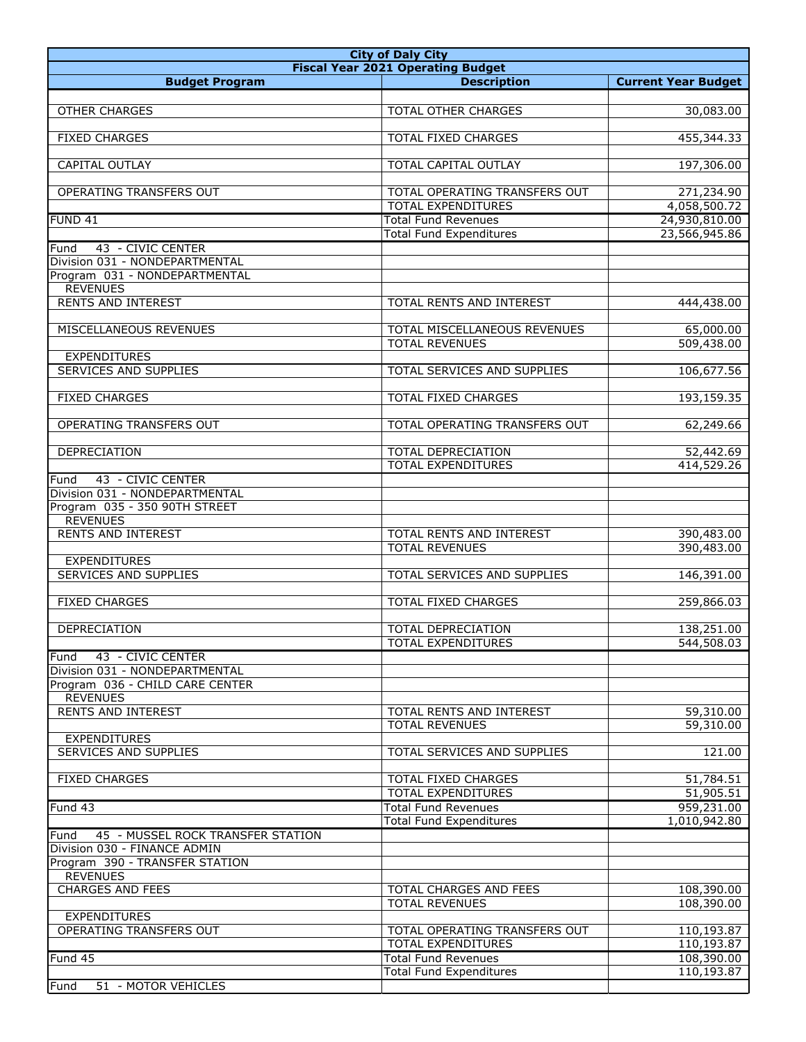| City of Daly City | | |
|---|---|---|
| Fiscal Year 2021 Operating Budget | | |
| **Budget Program** | **Description** | **Current Year Budget** |
| | | |
| OTHER CHARGES | TOTAL OTHER CHARGES | 30,083.00 |
| | | |
| FIXED CHARGES | TOTAL FIXED CHARGES | 455,344.33 |
| | | |
| CAPITAL OUTLAY | TOTAL CAPITAL OUTLAY | 197,306.00 |
| | | |
| OPERATING TRANSFERS OUT | TOTAL OPERATING TRANSFERS OUT | 271,234.90 |
| | TOTAL EXPENDITURES | 4,058,500.72 |
| FUND 41 | Total Fund Revenues | 24,930,810.00 |
| | Total Fund Expenditures | 23,566,945.86 |
| Fund 43 - CIVIC CENTER | | |
| Division 031 - NONDEPARTMENTAL | | |
| Program 031 - NONDEPARTMENTAL | | |
| REVENUES | | |
| RENTS AND INTEREST | TOTAL RENTS AND INTEREST | 444,438.00 |
| | | |
| MISCELLANEOUS REVENUES | TOTAL MISCELLANEOUS REVENUES | 65,000.00 |
| | TOTAL REVENUES | 509,438.00 |
| EXPENDITURES | | |
| SERVICES AND SUPPLIES | TOTAL SERVICES AND SUPPLIES | 106,677.56 |
| | | |
| FIXED CHARGES | TOTAL FIXED CHARGES | 193,159.35 |
| | | |
| OPERATING TRANSFERS OUT | TOTAL OPERATING TRANSFERS OUT | 62,249.66 |
| | | |
| DEPRECIATION | TOTAL DEPRECIATION | 52,442.69 |
| | TOTAL EXPENDITURES | 414,529.26 |
| Fund 43 - CIVIC CENTER | | |
| Division 031 - NONDEPARTMENTAL | | |
| Program 035 - 350 90TH STREET | | |
| REVENUES | | |
| RENTS AND INTEREST | TOTAL RENTS AND INTEREST | 390,483.00 |
| | TOTAL REVENUES | 390,483.00 |
| EXPENDITURES | | |
| SERVICES AND SUPPLIES | TOTAL SERVICES AND SUPPLIES | 146,391.00 |
| | | |
| FIXED CHARGES | TOTAL FIXED CHARGES | 259,866.03 |
| | | |
| DEPRECIATION | TOTAL DEPRECIATION | 138,251.00 |
| | TOTAL EXPENDITURES | 544,508.03 |
| Fund 43 - CIVIC CENTER | | |
| Division 031 - NONDEPARTMENTAL | | |
| Program 036 - CHILD CARE CENTER | | |
| REVENUES | | |
| RENTS AND INTEREST | TOTAL RENTS AND INTEREST | 59,310.00 |
| | TOTAL REVENUES | 59,310.00 |
| EXPENDITURES | | |
| SERVICES AND SUPPLIES | TOTAL SERVICES AND SUPPLIES | 121.00 |
| | | |
| FIXED CHARGES | TOTAL FIXED CHARGES | 51,784.51 |
| | TOTAL EXPENDITURES | 51,905.51 |
| Fund 43 | Total Fund Revenues | 959,231.00 |
| | Total Fund Expenditures | 1,010,942.80 |
| Fund 45 - MUSSEL ROCK TRANSFER STATION | | |
| Division 030 - FINANCE ADMIN | | |
| Program 390 - TRANSFER STATION | | |
| REVENUES | | |
| CHARGES AND FEES | TOTAL CHARGES AND FEES | 108,390.00 |
| | TOTAL REVENUES | 108,390.00 |
| EXPENDITURES | | |
| OPERATING TRANSFERS OUT | TOTAL OPERATING TRANSFERS OUT | 110,193.87 |
| | TOTAL EXPENDITURES | 110,193.87 |
| Fund 45 | Total Fund Revenues | 108,390.00 |
| | Total Fund Expenditures | 110,193.87 |
| Fund 51 - MOTOR VEHICLES | | |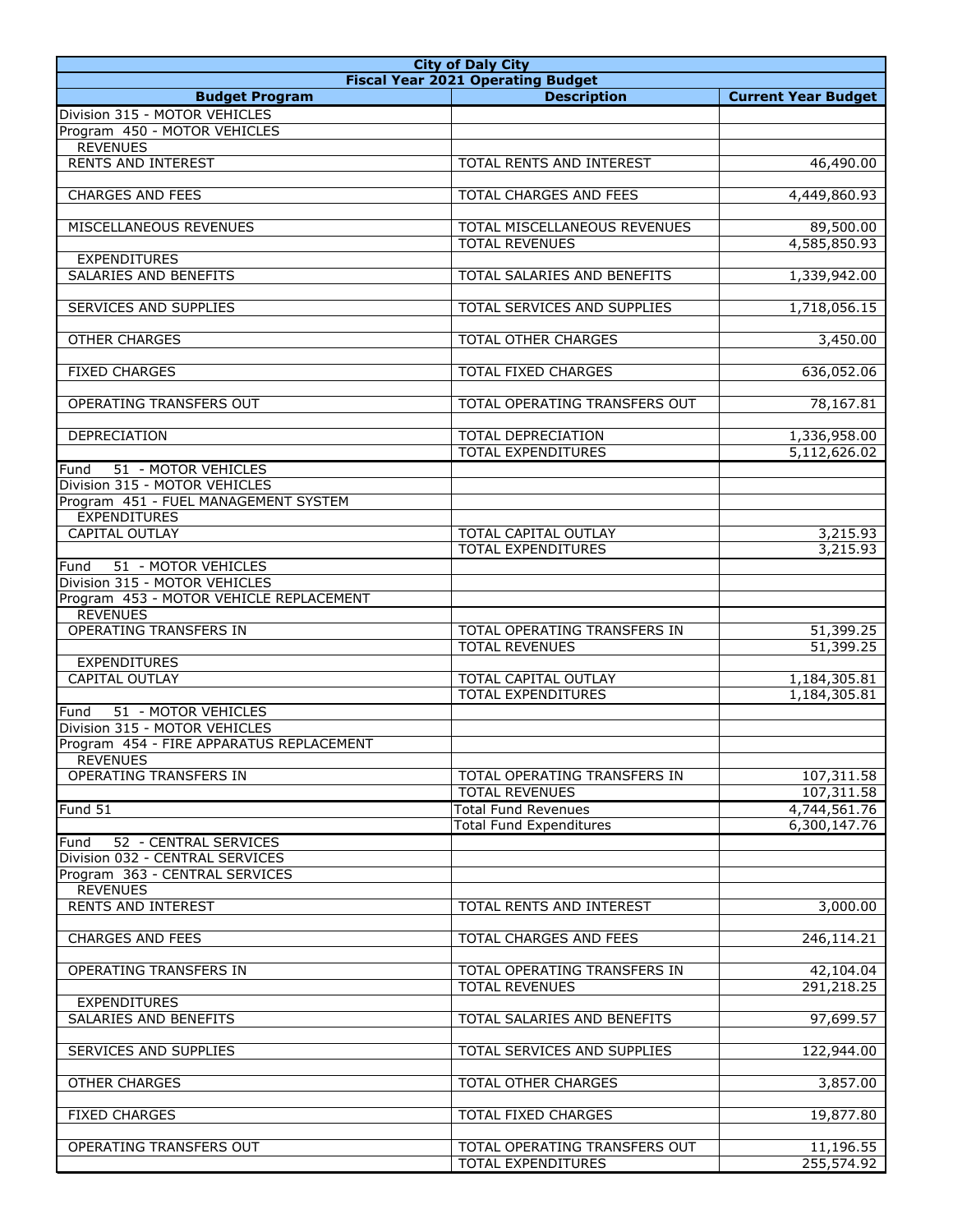| City of Daly City | | |
|---|---|---|
| Fiscal Year 2021 Operating Budget | | |
| **Budget Program** | **Description** | **Current Year Budget** |
| Division 315 - MOTOR VEHICLES | | |
| Program 450 - MOTOR VEHICLES | | |
| REVENUES | | |
| RENTS AND INTEREST | TOTAL RENTS AND INTEREST | 46,490.00 |
| | | |
| CHARGES AND FEES | TOTAL CHARGES AND FEES | 4,449,860.93 |
| | | |
| MISCELLANEOUS REVENUES | TOTAL MISCELLANEOUS REVENUES | 89,500.00 |
| | TOTAL REVENUES | 4,585,850.93 |
| EXPENDITURES | | |
| SALARIES AND BENEFITS | TOTAL SALARIES AND BENEFITS | 1,339,942.00 |
| | | |
| SERVICES AND SUPPLIES | TOTAL SERVICES AND SUPPLIES | 1,718,056.15 |
| | | |
| OTHER CHARGES | TOTAL OTHER CHARGES | 3,450.00 |
| | | |
| FIXED CHARGES | TOTAL FIXED CHARGES | 636,052.06 |
| | | |
| OPERATING TRANSFERS OUT | TOTAL OPERATING TRANSFERS OUT | 78,167.81 |
| | | |
| DEPRECIATION | TOTAL DEPRECIATION | 1,336,958.00 |
| | TOTAL EXPENDITURES | 5,112,626.02 |
| Fund 51 - MOTOR VEHICLES | | |
| Division 315 - MOTOR VEHICLES | | |
| Program 451 - FUEL MANAGEMENT SYSTEM | | |
| EXPENDITURES | | |
| CAPITAL OUTLAY | TOTAL CAPITAL OUTLAY | 3,215.93 |
| | TOTAL EXPENDITURES | 3,215.93 |
| Fund 51 - MOTOR VEHICLES | | |
| Division 315 - MOTOR VEHICLES | | |
| Program 453 - MOTOR VEHICLE REPLACEMENT | | |
| REVENUES | | |
| OPERATING TRANSFERS IN | TOTAL OPERATING TRANSFERS IN | 51,399.25 |
| | TOTAL REVENUES | 51,399.25 |
| EXPENDITURES | | |
| CAPITAL OUTLAY | TOTAL CAPITAL OUTLAY | 1,184,305.81 |
| | TOTAL EXPENDITURES | 1,184,305.81 |
| Fund 51 - MOTOR VEHICLES | | |
| Division 315 - MOTOR VEHICLES | | |
| Program 454 - FIRE APPARATUS REPLACEMENT | | |
| REVENUES | | |
| OPERATING TRANSFERS IN | TOTAL OPERATING TRANSFERS IN | 107,311.58 |
| | TOTAL REVENUES | 107,311.58 |
| Fund 51 | Total Fund Revenues | 4,744,561.76 |
| | Total Fund Expenditures | 6,300,147.76 |
| Fund 52 - CENTRAL SERVICES | | |
| Division 032 - CENTRAL SERVICES | | |
| Program 363 - CENTRAL SERVICES | | |
| REVENUES | | |
| RENTS AND INTEREST | TOTAL RENTS AND INTEREST | 3,000.00 |
| | | |
| CHARGES AND FEES | TOTAL CHARGES AND FEES | 246,114.21 |
| | | |
| OPERATING TRANSFERS IN | TOTAL OPERATING TRANSFERS IN | 42,104.04 |
| | TOTAL REVENUES | 291,218.25 |
| EXPENDITURES | | |
| SALARIES AND BENEFITS | TOTAL SALARIES AND BENEFITS | 97,699.57 |
| | | |
| SERVICES AND SUPPLIES | TOTAL SERVICES AND SUPPLIES | 122,944.00 |
| | | |
| OTHER CHARGES | TOTAL OTHER CHARGES | 3,857.00 |
| | | |
| FIXED CHARGES | TOTAL FIXED CHARGES | 19,877.80 |
| | | |
| OPERATING TRANSFERS OUT | TOTAL OPERATING TRANSFERS OUT | 11,196.55 |
| | TOTAL EXPENDITURES | 255,574.92 |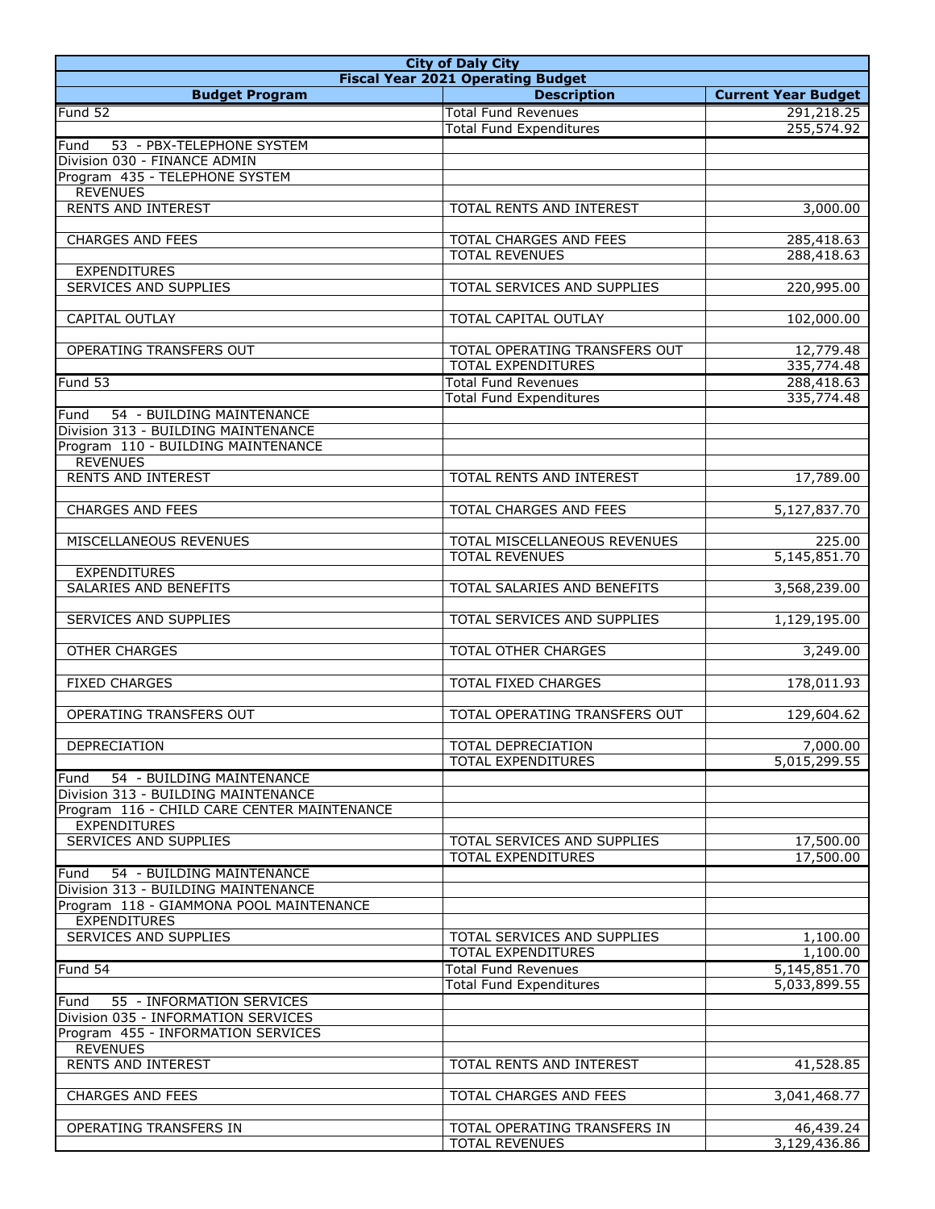| City of Daly City | | |
|---|---|---|
| Fiscal Year 2021 Operating Budget | | |
| **Budget Program** | **Description** | **Current Year Budget** |
| Fund 52 | Total Fund Revenues | 291,218.25 |
| | Total Fund Expenditures | 255,574.92 |
| Fund 53 - PBX-TELEPHONE SYSTEM | | |
| Division 030 - FINANCE ADMIN | | |
| Program 435 - TELEPHONE SYSTEM | | |
| REVENUES | | |
| RENTS AND INTEREST | TOTAL RENTS AND INTEREST | 3,000.00 |
| | | |
| CHARGES AND FEES | TOTAL CHARGES AND FEES | 285,418.63 |
| | TOTAL REVENUES | 288,418.63 |
| EXPENDITURES | | |
| SERVICES AND SUPPLIES | TOTAL SERVICES AND SUPPLIES | 220,995.00 |
| | | |
| CAPITAL OUTLAY | TOTAL CAPITAL OUTLAY | 102,000.00 |
| | | |
| OPERATING TRANSFERS OUT | TOTAL OPERATING TRANSFERS OUT | 12,779.48 |
| | TOTAL EXPENDITURES | 335,774.48 |
| Fund 53 | Total Fund Revenues | 288,418.63 |
| | Total Fund Expenditures | 335,774.48 |
| Fund 54 - BUILDING MAINTENANCE | | |
| Division 313 - BUILDING MAINTENANCE | | |
| Program 110 - BUILDING MAINTENANCE | | |
| REVENUES | | |
| RENTS AND INTEREST | TOTAL RENTS AND INTEREST | 17,789.00 |
| | | |
| CHARGES AND FEES | TOTAL CHARGES AND FEES | 5,127,837.70 |
| | | |
| MISCELLANEOUS REVENUES | TOTAL MISCELLANEOUS REVENUES | 225.00 |
| | TOTAL REVENUES | 5,145,851.70 |
| EXPENDITURES | | |
| SALARIES AND BENEFITS | TOTAL SALARIES AND BENEFITS | 3,568,239.00 |
| | | |
| SERVICES AND SUPPLIES | TOTAL SERVICES AND SUPPLIES | 1,129,195.00 |
| | | |
| OTHER CHARGES | TOTAL OTHER CHARGES | 3,249.00 |
| | | |
| FIXED CHARGES | TOTAL FIXED CHARGES | 178,011.93 |
| | | |
| OPERATING TRANSFERS OUT | TOTAL OPERATING TRANSFERS OUT | 129,604.62 |
| | | |
| DEPRECIATION | TOTAL DEPRECIATION | 7,000.00 |
| | TOTAL EXPENDITURES | 5,015,299.55 |
| Fund 54 - BUILDING MAINTENANCE | | |
| Division 313 - BUILDING MAINTENANCE | | |
| Program 116 - CHILD CARE CENTER MAINTENANCE | | |
| EXPENDITURES | | |
| SERVICES AND SUPPLIES | TOTAL SERVICES AND SUPPLIES | 17,500.00 |
| | TOTAL EXPENDITURES | 17,500.00 |
| Fund 54 - BUILDING MAINTENANCE | | |
| Division 313 - BUILDING MAINTENANCE | | |
| Program 118 - GIAMMONA POOL MAINTENANCE | | |
| EXPENDITURES | | |
| SERVICES AND SUPPLIES | TOTAL SERVICES AND SUPPLIES | 1,100.00 |
| | TOTAL EXPENDITURES | 1,100.00 |
| Fund 54 | Total Fund Revenues | 5,145,851.70 |
| | Total Fund Expenditures | 5,033,899.55 |
| Fund 55 - INFORMATION SERVICES | | |
| Division 035 - INFORMATION SERVICES | | |
| Program 455 - INFORMATION SERVICES | | |
| REVENUES | | |
| RENTS AND INTEREST | TOTAL RENTS AND INTEREST | 41,528.85 |
| | | |
| CHARGES AND FEES | TOTAL CHARGES AND FEES | 3,041,468.77 |
| | | |
| OPERATING TRANSFERS IN | TOTAL OPERATING TRANSFERS IN | 46,439.24 |
| | TOTAL REVENUES | 3,129,436.86 |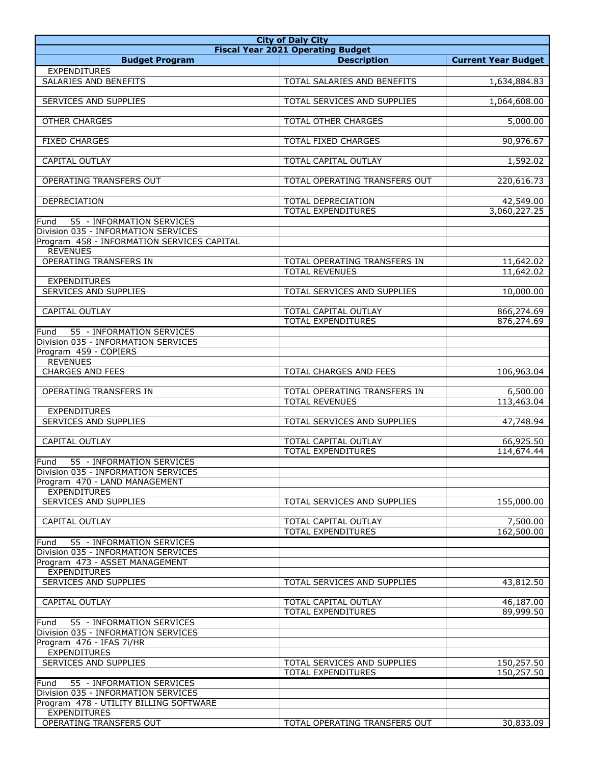| City of Daly City | | |
|---|---|---|
| Fiscal Year 2021 Operating Budget | | |
| **Budget Program** | **Description** | **Current Year Budget** |
| EXPENDITURES | | |
| SALARIES AND BENEFITS | TOTAL SALARIES AND BENEFITS | 1,634,884.83 |
| | | |
| SERVICES AND SUPPLIES | TOTAL SERVICES AND SUPPLIES | 1,064,608.00 |
| | | |
| OTHER CHARGES | TOTAL OTHER CHARGES | 5,000.00 |
| | | |
| FIXED CHARGES | TOTAL FIXED CHARGES | 90,976.67 |
| | | |
| CAPITAL OUTLAY | TOTAL CAPITAL OUTLAY | 1,592.02 |
| | | |
| OPERATING TRANSFERS OUT | TOTAL OPERATING TRANSFERS OUT | 220,616.73 |
| | | |
| DEPRECIATION | TOTAL DEPRECIATION | 42,549.00 |
| | TOTAL EXPENDITURES | 3,060,227.25 |
| Fund 55 - INFORMATION SERVICES | | |
| Division 035 - INFORMATION SERVICES | | |
| Program 458 - INFORMATION SERVICES CAPITAL | | |
| REVENUES | | |
| OPERATING TRANSFERS IN | TOTAL OPERATING TRANSFERS IN | 11,642.02 |
| | TOTAL REVENUES | 11,642.02 |
| EXPENDITURES | | |
| SERVICES AND SUPPLIES | TOTAL SERVICES AND SUPPLIES | 10,000.00 |
| | | |
| CAPITAL OUTLAY | TOTAL CAPITAL OUTLAY | 866,274.69 |
| | TOTAL EXPENDITURES | 876,274.69 |
| Fund 55 - INFORMATION SERVICES | | |
| Division 035 - INFORMATION SERVICES | | |
| Program 459 - COPIERS | | |
| REVENUES | | |
| CHARGES AND FEES | TOTAL CHARGES AND FEES | 106,963.04 |
| | | |
| OPERATING TRANSFERS IN | TOTAL OPERATING TRANSFERS IN | 6,500.00 |
| | TOTAL REVENUES | 113,463.04 |
| EXPENDITURES | | |
| SERVICES AND SUPPLIES | TOTAL SERVICES AND SUPPLIES | 47,748.94 |
| | | |
| CAPITAL OUTLAY | TOTAL CAPITAL OUTLAY | 66,925.50 |
| | TOTAL EXPENDITURES | 114,674.44 |
| Fund 55 - INFORMATION SERVICES | | |
| Division 035 - INFORMATION SERVICES | | |
| Program 470 - LAND MANAGEMENT | | |
| EXPENDITURES | | |
| SERVICES AND SUPPLIES | TOTAL SERVICES AND SUPPLIES | 155,000.00 |
| | | |
| CAPITAL OUTLAY | TOTAL CAPITAL OUTLAY | 7,500.00 |
| | TOTAL EXPENDITURES | 162,500.00 |
| Fund 55 - INFORMATION SERVICES | | |
| Division 035 - INFORMATION SERVICES | | |
| Program 473 - ASSET MANAGEMENT | | |
| EXPENDITURES | | |
| SERVICES AND SUPPLIES | TOTAL SERVICES AND SUPPLIES | 43,812.50 |
| | | |
| CAPITAL OUTLAY | TOTAL CAPITAL OUTLAY | 46,187.00 |
| | TOTAL EXPENDITURES | 89,999.50 |
| Fund 55 - INFORMATION SERVICES | | |
| Division 035 - INFORMATION SERVICES | | |
| Program 476 - IFAS 7i/HR | | |
| EXPENDITURES | | |
| SERVICES AND SUPPLIES | TOTAL SERVICES AND SUPPLIES | 150,257.50 |
| | TOTAL EXPENDITURES | 150,257.50 |
| Fund 55 - INFORMATION SERVICES | | |
| Division 035 - INFORMATION SERVICES | | |
| Program 478 - UTILITY BILLING SOFTWARE | | |
| EXPENDITURES | | |
| OPERATING TRANSFERS OUT | TOTAL OPERATING TRANSFERS OUT | 30,833.09 |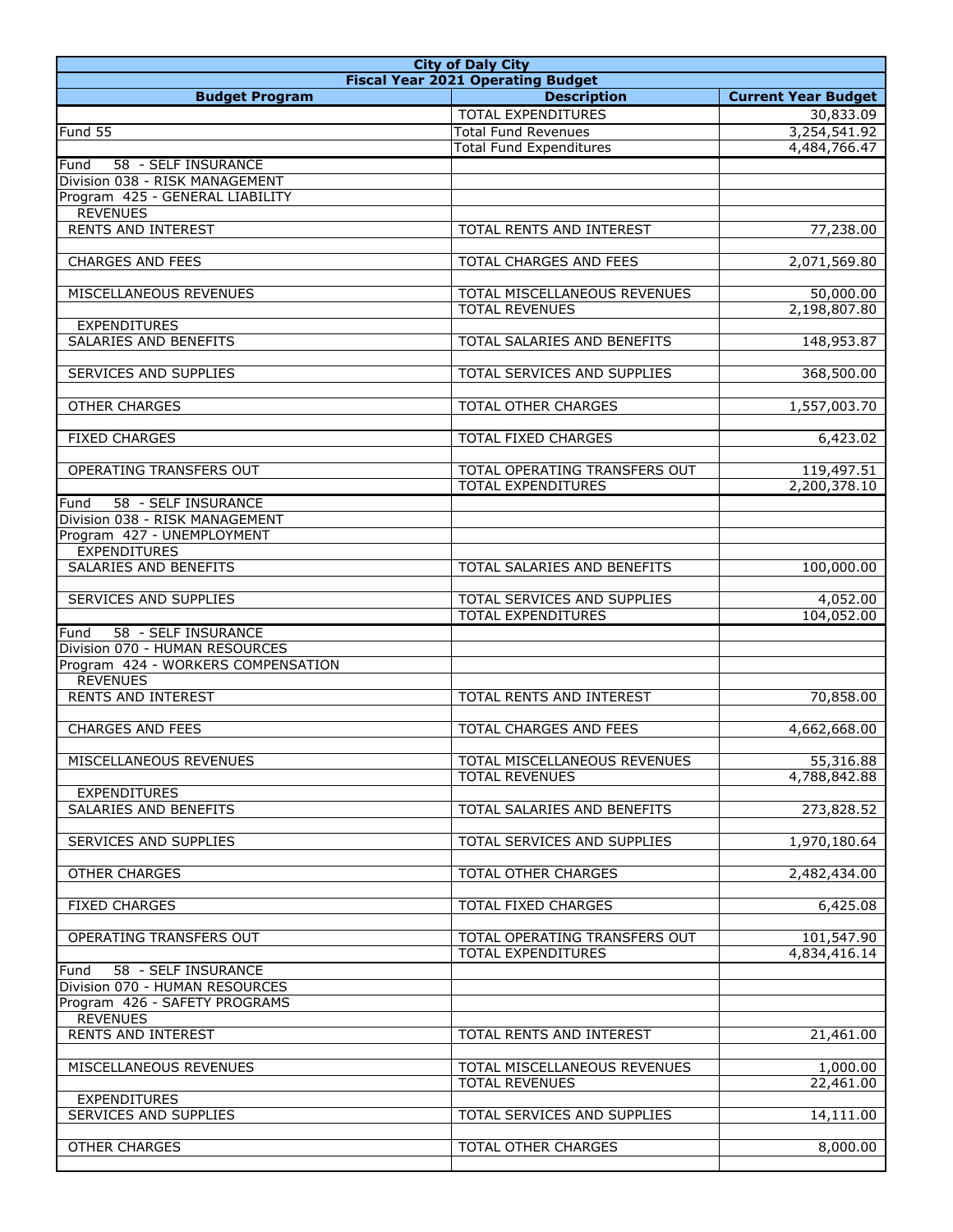| City of Daly City | | |
|---|---|---|
| Fiscal Year 2021 Operating Budget | | |
| **Budget Program** | **Description** | **Current Year Budget** |
| | TOTAL EXPENDITURES | 30,833.09 |
| Fund 55 | Total Fund Revenues | 3,254,541.92 |
| | Total Fund Expenditures | 4,484,766.47 |
| Fund 58 - SELF INSURANCE | | |
| Division 038 - RISK MANAGEMENT | | |
| Program 425 - GENERAL LIABILITY | | |
| REVENUES | | |
| RENTS AND INTEREST | TOTAL RENTS AND INTEREST | 77,238.00 |
| | | |
| CHARGES AND FEES | TOTAL CHARGES AND FEES | 2,071,569.80 |
| | | |
| MISCELLANEOUS REVENUES | TOTAL MISCELLANEOUS REVENUES | 50,000.00 |
| | TOTAL REVENUES | 2,198,807.80 |
| EXPENDITURES | | |
| SALARIES AND BENEFITS | TOTAL SALARIES AND BENEFITS | 148,953.87 |
| | | |
| SERVICES AND SUPPLIES | TOTAL SERVICES AND SUPPLIES | 368,500.00 |
| | | |
| OTHER CHARGES | TOTAL OTHER CHARGES | 1,557,003.70 |
| | | |
| FIXED CHARGES | TOTAL FIXED CHARGES | 6,423.02 |
| | | |
| OPERATING TRANSFERS OUT | TOTAL OPERATING TRANSFERS OUT | 119,497.51 |
| | TOTAL EXPENDITURES | 2,200,378.10 |
| Fund 58 - SELF INSURANCE | | |
| Division 038 - RISK MANAGEMENT | | |
| Program 427 - UNEMPLOYMENT | | |
| EXPENDITURES | | |
| SALARIES AND BENEFITS | TOTAL SALARIES AND BENEFITS | 100,000.00 |
| | | |
| SERVICES AND SUPPLIES | TOTAL SERVICES AND SUPPLIES | 4,052.00 |
| | TOTAL EXPENDITURES | 104,052.00 |
| Fund 58 - SELF INSURANCE | | |
| Division 070 - HUMAN RESOURCES | | |
| Program 424 - WORKERS COMPENSATION | | |
| REVENUES | | |
| RENTS AND INTEREST | TOTAL RENTS AND INTEREST | 70,858.00 |
| | | |
| CHARGES AND FEES | TOTAL CHARGES AND FEES | 4,662,668.00 |
| | | |
| MISCELLANEOUS REVENUES | TOTAL MISCELLANEOUS REVENUES | 55,316.88 |
| | TOTAL REVENUES | 4,788,842.88 |
| EXPENDITURES | | |
| SALARIES AND BENEFITS | TOTAL SALARIES AND BENEFITS | 273,828.52 |
| | | |
| SERVICES AND SUPPLIES | TOTAL SERVICES AND SUPPLIES | 1,970,180.64 |
| | | |
| OTHER CHARGES | TOTAL OTHER CHARGES | 2,482,434.00 |
| | | |
| FIXED CHARGES | TOTAL FIXED CHARGES | 6,425.08 |
| | | |
| OPERATING TRANSFERS OUT | TOTAL OPERATING TRANSFERS OUT | 101,547.90 |
| | TOTAL EXPENDITURES | 4,834,416.14 |
| Fund 58 - SELF INSURANCE | | |
| Division 070 - HUMAN RESOURCES | | |
| Program 426 - SAFETY PROGRAMS | | |
| REVENUES | | |
| RENTS AND INTEREST | TOTAL RENTS AND INTEREST | 21,461.00 |
| | | |
| MISCELLANEOUS REVENUES | TOTAL MISCELLANEOUS REVENUES | 1,000.00 |
| | TOTAL REVENUES | 22,461.00 |
| EXPENDITURES | | |
| SERVICES AND SUPPLIES | TOTAL SERVICES AND SUPPLIES | 14,111.00 |
| | | |
| OTHER CHARGES | TOTAL OTHER CHARGES | 8,000.00 |
| | | |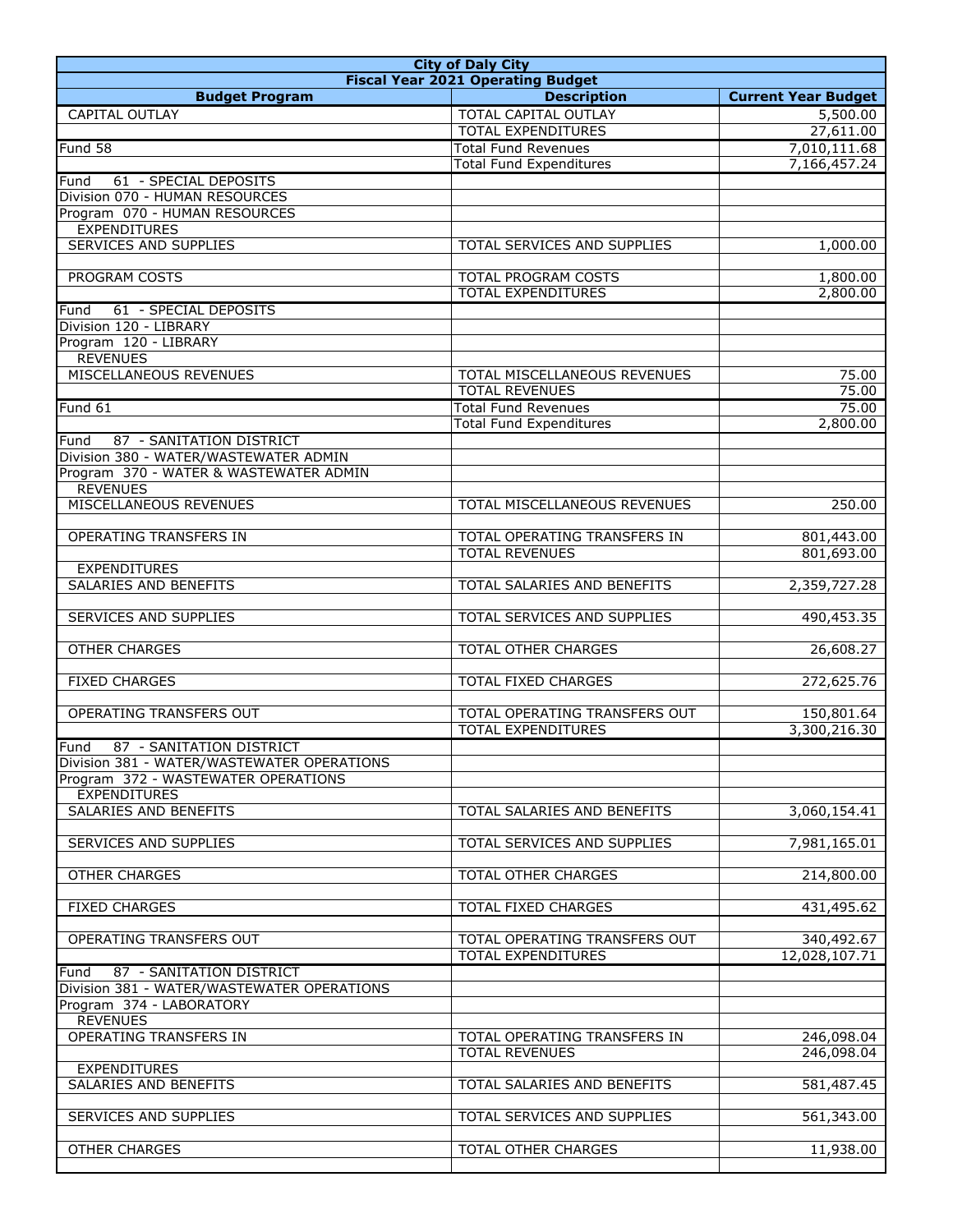| City of Daly City | | |
|---|---|---|
| Fiscal Year 2021 Operating Budget | | |
| **Budget Program** | **Description** | **Current Year Budget** |
| CAPITAL OUTLAY | TOTAL CAPITAL OUTLAY | 5,500.00 |
| | TOTAL EXPENDITURES | 27,611.00 |
| Fund 58 | Total Fund Revenues | 7,010,111.68 |
| | Total Fund Expenditures | 7,166,457.24 |
| Fund 61 - SPECIAL DEPOSITS | | |
| Division 070 - HUMAN RESOURCES | | |
| Program 070 - HUMAN RESOURCES | | |
| EXPENDITURES | | |
| SERVICES AND SUPPLIES | TOTAL SERVICES AND SUPPLIES | 1,000.00 |
| | | |
| PROGRAM COSTS | TOTAL PROGRAM COSTS | 1,800.00 |
| | TOTAL EXPENDITURES | 2,800.00 |
| Fund 61 - SPECIAL DEPOSITS | | |
| Division 120 - LIBRARY | | |
| Program 120 - LIBRARY | | |
| REVENUES | | |
| MISCELLANEOUS REVENUES | TOTAL MISCELLANEOUS REVENUES | 75.00 |
| | TOTAL REVENUES | 75.00 |
| Fund 61 | Total Fund Revenues | 75.00 |
| | Total Fund Expenditures | 2,800.00 |
| Fund 87 - SANITATION DISTRICT | | |
| Division 380 - WATER/WASTEWATER ADMIN | | |
| Program 370 - WATER & WASTEWATER ADMIN | | |
| REVENUES | | |
| MISCELLANEOUS REVENUES | TOTAL MISCELLANEOUS REVENUES | 250.00 |
| | | |
| OPERATING TRANSFERS IN | TOTAL OPERATING TRANSFERS IN | 801,443.00 |
| | TOTAL REVENUES | 801,693.00 |
| EXPENDITURES | | |
| SALARIES AND BENEFITS | TOTAL SALARIES AND BENEFITS | 2,359,727.28 |
| | | |
| SERVICES AND SUPPLIES | TOTAL SERVICES AND SUPPLIES | 490,453.35 |
| | | |
| OTHER CHARGES | TOTAL OTHER CHARGES | 26,608.27 |
| | | |
| FIXED CHARGES | TOTAL FIXED CHARGES | 272,625.76 |
| | | |
| OPERATING TRANSFERS OUT | TOTAL OPERATING TRANSFERS OUT | 150,801.64 |
| | TOTAL EXPENDITURES | 3,300,216.30 |
| Fund 87 - SANITATION DISTRICT | | |
| Division 381 - WATER/WASTEWATER OPERATIONS | | |
| Program 372 - WASTEWATER OPERATIONS | | |
| EXPENDITURES | | |
| SALARIES AND BENEFITS | TOTAL SALARIES AND BENEFITS | 3,060,154.41 |
| | | |
| SERVICES AND SUPPLIES | TOTAL SERVICES AND SUPPLIES | 7,981,165.01 |
| | | |
| OTHER CHARGES | TOTAL OTHER CHARGES | 214,800.00 |
| | | |
| FIXED CHARGES | TOTAL FIXED CHARGES | 431,495.62 |
| | | |
| OPERATING TRANSFERS OUT | TOTAL OPERATING TRANSFERS OUT | 340,492.67 |
| | TOTAL EXPENDITURES | 12,028,107.71 |
| Fund 87 - SANITATION DISTRICT | | |
| Division 381 - WATER/WASTEWATER OPERATIONS | | |
| Program 374 - LABORATORY | | |
| REVENUES | | |
| OPERATING TRANSFERS IN | TOTAL OPERATING TRANSFERS IN | 246,098.04 |
| | TOTAL REVENUES | 246,098.04 |
| EXPENDITURES | | |
| SALARIES AND BENEFITS | TOTAL SALARIES AND BENEFITS | 581,487.45 |
| | | |
| SERVICES AND SUPPLIES | TOTAL SERVICES AND SUPPLIES | 561,343.00 |
| | | |
| OTHER CHARGES | TOTAL OTHER CHARGES | 11,938.00 |
| | | |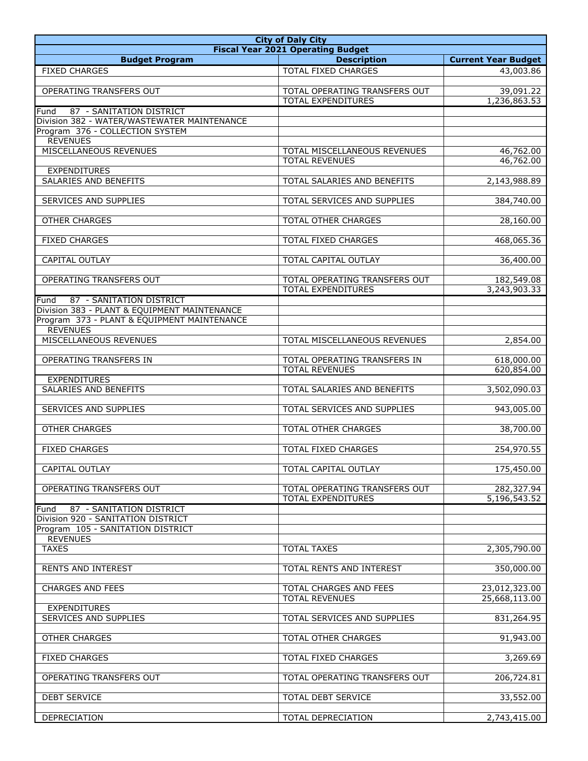| City of Daly City | | |
|---|---|---|
| **Fiscal Year 2021 Operating Budget** | | |
| **Budget Program** | **Description** | **Current Year Budget** |
| FIXED CHARGES | TOTAL FIXED CHARGES | 43,003.86 |
| | | |
| OPERATING TRANSFERS OUT | TOTAL OPERATING TRANSFERS OUT | 39,091.22 |
| | TOTAL EXPENDITURES | 1,236,863.53 |
| Fund 87 - SANITATION DISTRICT | | |
| Division 382 - WATER/WASTEWATER MAINTENANCE | | |
| Program 376 - COLLECTION SYSTEM | | |
| REVENUES | | |
| MISCELLANEOUS REVENUES | TOTAL MISCELLANEOUS REVENUES | 46,762.00 |
| | TOTAL REVENUES | 46,762.00 |
| EXPENDITURES | | |
| SALARIES AND BENEFITS | TOTAL SALARIES AND BENEFITS | 2,143,988.89 |
| | | |
| SERVICES AND SUPPLIES | TOTAL SERVICES AND SUPPLIES | 384,740.00 |
| | | |
| OTHER CHARGES | TOTAL OTHER CHARGES | 28,160.00 |
| | | |
| FIXED CHARGES | TOTAL FIXED CHARGES | 468,065.36 |
| | | |
| CAPITAL OUTLAY | TOTAL CAPITAL OUTLAY | 36,400.00 |
| | | |
| OPERATING TRANSFERS OUT | TOTAL OPERATING TRANSFERS OUT | 182,549.08 |
| | TOTAL EXPENDITURES | 3,243,903.33 |
| Fund 87 - SANITATION DISTRICT | | |
| Division 383 - PLANT & EQUIPMENT MAINTENANCE | | |
| Program 373 - PLANT & EQUIPMENT MAINTENANCE | | |
| REVENUES | | |
| MISCELLANEOUS REVENUES | TOTAL MISCELLANEOUS REVENUES | 2,854.00 |
| | | |
| OPERATING TRANSFERS IN | TOTAL OPERATING TRANSFERS IN | 618,000.00 |
| | TOTAL REVENUES | 620,854.00 |
| EXPENDITURES | | |
| SALARIES AND BENEFITS | TOTAL SALARIES AND BENEFITS | 3,502,090.03 |
| | | |
| SERVICES AND SUPPLIES | TOTAL SERVICES AND SUPPLIES | 943,005.00 |
| | | |
| OTHER CHARGES | TOTAL OTHER CHARGES | 38,700.00 |
| | | |
| FIXED CHARGES | TOTAL FIXED CHARGES | 254,970.55 |
| | | |
| CAPITAL OUTLAY | TOTAL CAPITAL OUTLAY | 175,450.00 |
| | | |
| OPERATING TRANSFERS OUT | TOTAL OPERATING TRANSFERS OUT | 282,327.94 |
| | TOTAL EXPENDITURES | 5,196,543.52 |
| Fund 87 - SANITATION DISTRICT | | |
| Division 920 - SANITATION DISTRICT | | |
| Program 105 - SANITATION DISTRICT | | |
| REVENUES | | |
| TAXES | TOTAL TAXES | 2,305,790.00 |
| | | |
| RENTS AND INTEREST | TOTAL RENTS AND INTEREST | 350,000.00 |
| | | |
| CHARGES AND FEES | TOTAL CHARGES AND FEES | 23,012,323.00 |
| | TOTAL REVENUES | 25,668,113.00 |
| EXPENDITURES | | |
| SERVICES AND SUPPLIES | TOTAL SERVICES AND SUPPLIES | 831,264.95 |
| | | |
| OTHER CHARGES | TOTAL OTHER CHARGES | 91,943.00 |
| | | |
| FIXED CHARGES | TOTAL FIXED CHARGES | 3,269.69 |
| | | |
| OPERATING TRANSFERS OUT | TOTAL OPERATING TRANSFERS OUT | 206,724.81 |
| | | |
| DEBT SERVICE | TOTAL DEBT SERVICE | 33,552.00 |
| | | |
| DEPRECIATION | TOTAL DEPRECIATION | 2,743,415.00 |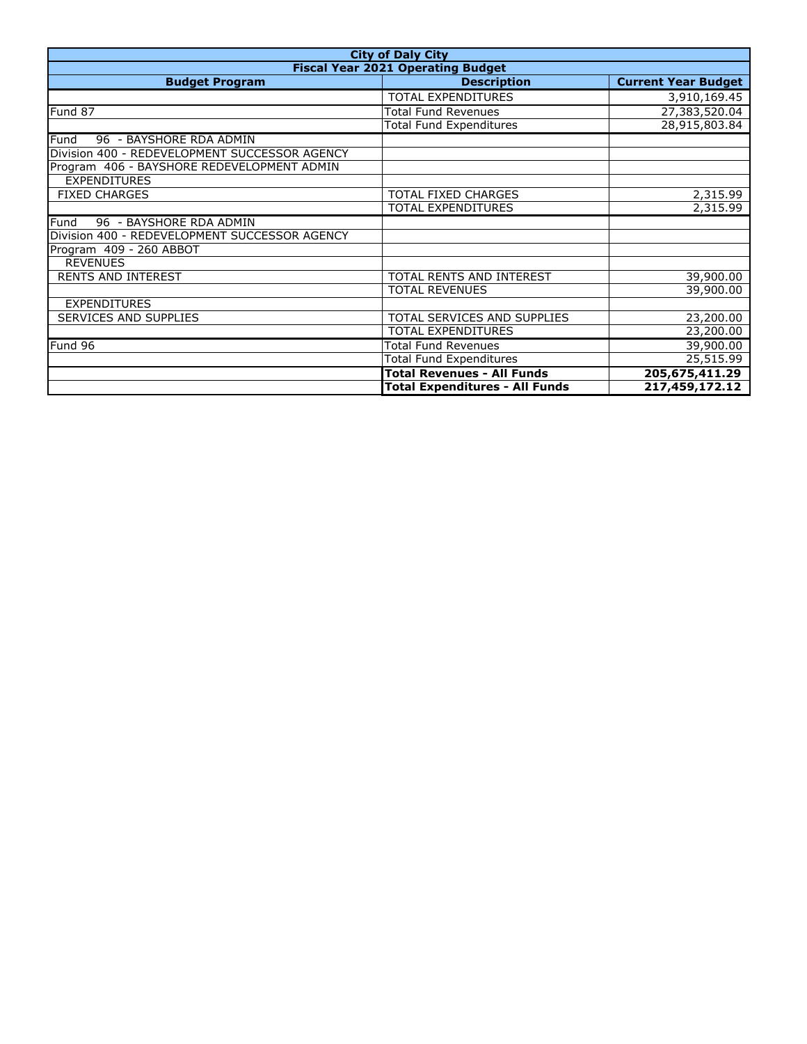| City of Daly City | | |
|---|---|---|
| Fiscal Year 2021 Operating Budget | | |
| **Budget Program** | **Description** | **Current Year Budget** |
| | TOTAL EXPENDITURES | 3,910,169.45 |
| Fund 87 | Total Fund Revenues | 27,383,520.04 |
| | Total Fund Expenditures | 28,915,803.84 |
| Fund 96 - BAYSHORE RDA ADMIN | | |
| Division 400 - REDEVELOPMENT SUCCESSOR AGENCY | | |
| Program 406 - BAYSHORE REDEVELOPMENT ADMIN | | |
| EXPENDITURES | | |
| FIXED CHARGES | TOTAL FIXED CHARGES | 2,315.99 |
| | TOTAL EXPENDITURES | 2,315.99 |
| Fund 96 - BAYSHORE RDA ADMIN | | |
| Division 400 - REDEVELOPMENT SUCCESSOR AGENCY | | |
| Program 409 - 260 ABBOT | | |
| REVENUES | | |
| RENTS AND INTEREST | TOTAL RENTS AND INTEREST | 39,900.00 |
| | TOTAL REVENUES | 39,900.00 |
| EXPENDITURES | | |
| SERVICES AND SUPPLIES | TOTAL SERVICES AND SUPPLIES | 23,200.00 |
| | TOTAL EXPENDITURES | 23,200.00 |
| Fund 96 | Total Fund Revenues | 39,900.00 |
| | Total Fund Expenditures | 25,515.99 |
| | **Total Revenues - All Funds** | **205,675,411.29** |
| | **Total Expenditures - All Funds** | **217,459,172.12** |